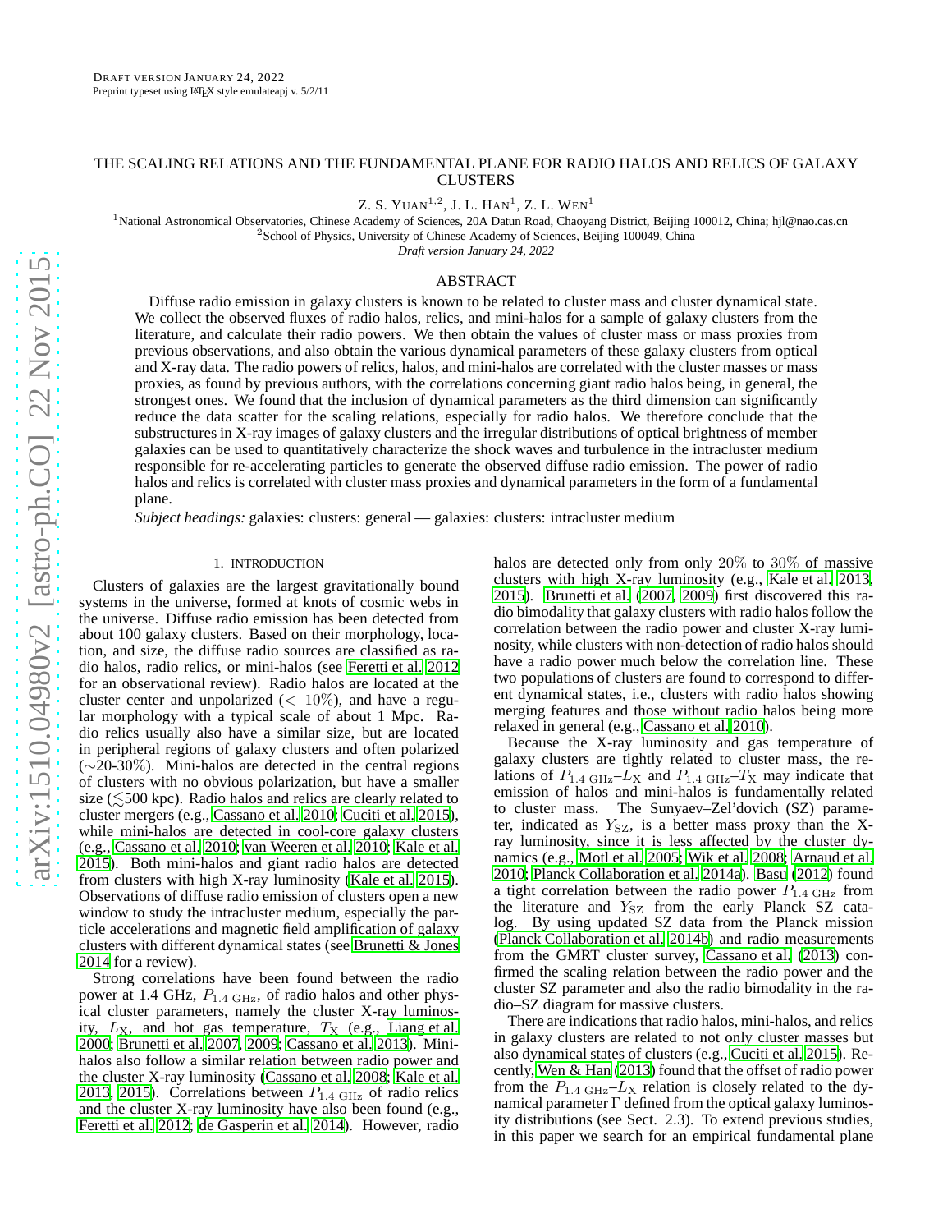DRAFT VERSION JANUARY 24, 2022
Preprint typeset using LaTeX style emulateapj v. 5/2/11

# THE SCALING RELATIONS AND THE FUNDAMENTAL PLANE FOR RADIO HALOS AND RELICS OF GALAXY CLUSTERS

Z. S. YUAN[1,2], J. L. HAN[1], Z. L. WEN[1]

[1]National Astronomical Observatories, Chinese Academy of Sciences, 20A Datun Road, Chaoyang District, Beijing 100012, China; hjl@nao.cas.cn
[2]School of Physics, University of Chinese Academy of Sciences, Beijing 100049, China

*Draft version January 24, 2022*

## ABSTRACT

Diffuse radio emission in galaxy clusters is known to be related to cluster mass and cluster dynamical state. We collect the observed fluxes of radio halos, relics, and mini-halos for a sample of galaxy clusters from the literature, and calculate their radio powers. We then obtain the values of cluster mass or mass proxies from previous observations, and also obtain the various dynamical parameters of these galaxy clusters from optical and X-ray data. The radio powers of relics, halos, and mini-halos are correlated with the cluster masses or mass proxies, as found by previous authors, with the correlations concerning giant radio halos being, in general, the strongest ones. We found that the inclusion of dynamical parameters as the third dimension can significantly reduce the data scatter for the scaling relations, especially for radio halos. We therefore conclude that the substructures in X-ray images of galaxy clusters and the irregular distributions of optical brightness of member galaxies can be used to quantitatively characterize the shock waves and turbulence in the intracluster medium responsible for re-accelerating particles to generate the observed diffuse radio emission. The power of radio halos and relics is correlated with cluster mass proxies and dynamical parameters in the form of a fundamental plane.

*Subject headings:* galaxies: clusters: general — galaxies: clusters: intracluster medium

## 1. INTRODUCTION

Clusters of galaxies are the largest gravitationally bound systems in the universe, formed at knots of cosmic webs in the universe. Diffuse radio emission has been detected from about 100 galaxy clusters. Based on their morphology, location, and size, the diffuse radio sources are classified as radio halos, radio relics, or mini-halos (see Feretti et al. 2012 for an observational review). Radio halos are located at the cluster center and unpolarized ($<$ 10%), and have a regular morphology with a typical scale of about 1 Mpc. Radio relics usually also have a similar size, but are located in peripheral regions of galaxy clusters and often polarized ($\sim$20-30%). Mini-halos are detected in the central regions of clusters with no obvious polarization, but have a smaller size ($\lesssim$500 kpc). Radio halos and relics are clearly related to cluster mergers (e.g., Cassano et al. 2010; Cuciti et al. 2015), while mini-halos are detected in cool-core galaxy clusters (e.g., Cassano et al. 2010; van Weeren et al. 2010; Kale et al. 2015). Both mini-halos and giant radio halos are detected from clusters with high X-ray luminosity (Kale et al. 2015). Observations of diffuse radio emission of clusters open a new window to study the intracluster medium, especially the particle accelerations and magnetic field amplification of galaxy clusters with different dynamical states (see Brunetti & Jones 2014 for a review).

Strong correlations have been found between the radio power at 1.4 GHz, $P_{1.4\ \rm GHz}$, of radio halos and other physical cluster parameters, namely the cluster X-ray luminosity, $L_{\rm X}$, and hot gas temperature, $T_{\rm X}$ (e.g., Liang et al. 2000; Brunetti et al. 2007, 2009; Cassano et al. 2013). Mini-halos also follow a similar relation between radio power and the cluster X-ray luminosity (Cassano et al. 2008; Kale et al. 2013, 2015). Correlations between $P_{1.4\ \rm GHz}$ of radio relics and the cluster X-ray luminosity have also been found (e.g., Feretti et al. 2012; de Gasperin et al. 2014). However, radio halos are detected only from only 20% to 30% of massive clusters with high X-ray luminosity (e.g., Kale et al. 2013, 2015). Brunetti et al. (2007, 2009) first discovered this radio bimodality that galaxy clusters with radio halos follow the correlation between the radio power and cluster X-ray luminosity, while clusters with non-detection of radio halos should have a radio power much below the correlation line. These two populations of clusters are found to correspond to different dynamical states, i.e., clusters with radio halos showing merging features and those without radio halos being more relaxed in general (e.g., Cassano et al. 2010).

Because the X-ray luminosity and gas temperature of galaxy clusters are tightly related to cluster mass, the relations of $P_{1.4\ \rm GHz}$–$L_{\rm X}$ and $P_{1.4\ \rm GHz}$–$T_{\rm X}$ may indicate that emission of halos and mini-halos is fundamentally related to cluster mass. The Sunyaev–Zel'dovich (SZ) parameter, indicated as $Y_{\rm SZ}$, is a better mass proxy than the X-ray luminosity, since it is less affected by the cluster dynamics (e.g., Motl et al. 2005; Wik et al. 2008; Arnaud et al. 2010; Planck Collaboration et al. 2014a). Basu (2012) found a tight correlation between the radio power $P_{1.4\ \rm GHz}$ from the literature and $Y_{\rm SZ}$ from the early Planck SZ catalog. By using updated SZ data from the Planck mission (Planck Collaboration et al. 2014b) and radio measurements from the GMRT cluster survey, Cassano et al. (2013) confirmed the scaling relation between the radio power and the cluster SZ parameter and also the radio bimodality in the radio–SZ diagram for massive clusters.

There are indications that radio halos, mini-halos, and relics in galaxy clusters are related to not only cluster masses but also dynamical states of clusters (e.g., Cuciti et al. 2015). Recently, Wen & Han (2013) found that the offset of radio power from the $P_{1.4\ \rm GHz}$–$L_{\rm X}$ relation is closely related to the dynamical parameter $\Gamma$ defined from the optical galaxy luminosity distributions (see Sect. 2.3). To extend previous studies, in this paper we search for an empirical fundamental plane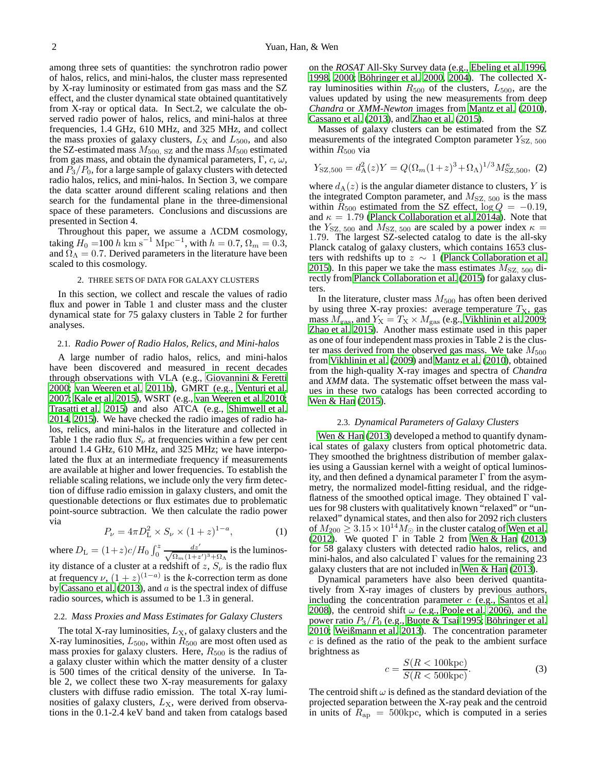among three sets of quantities: the synchrotron radio power of halos, relics, and mini-halos, the cluster mass represented by X-ray luminosity or estimated from gas mass and the SZ effect, and the cluster dynamical state obtained quantitatively from X-ray or optical data. In Sect.2, we calculate the observed radio power of halos, relics, and mini-halos at three frequencies, 1.4 GHz, 610 MHz, and 325 MHz, and collect the mass proxies of galaxy clusters, $L_{\rm X}$ and $L_{500}$, and also the SZ-estimated mass $M_{500,\,\rm SZ}$ and the mass $M_{500}$ estimated from gas mass, and obtain the dynamical parameters, $\Gamma$, $c$, $\omega$, and $P_3/P_0$, for a large sample of galaxy clusters with detected radio halos, relics, and mini-halos. In Section 3, we compare the data scatter around different scaling relations and then search for the fundamental plane in the three-dimensional space of these parameters. Conclusions and discussions are presented in Section 4.

Throughout this paper, we assume a $\Lambda$CDM cosmology, taking $H_0 = 100\,h$ km s$^{-1}$ Mpc$^{-1}$, with $h = 0.7$, $\Omega_m = 0.3$, and $\Omega_\Lambda = 0.7$. Derived parameters in the literature have been scaled to this cosmology.

## 2. THREE SETS OF DATA FOR GALAXY CLUSTERS

In this section, we collect and rescale the values of radio flux and power in Table 1 and cluster mass and the cluster dynamical state for 75 galaxy clusters in Table 2 for further analyses.

### 2.1. *Radio Power of Radio Halos, Relics, and Mini-halos*

A large number of radio halos, relics, and mini-halos have been discovered and measured in recent decades through observations with VLA (e.g., Giovannini & Feretti 2000; van Weeren et al. 2011b), GMRT (e.g., Venturi et al. 2007; Kale et al. 2015), WSRT (e.g., van Weeren et al. 2010; Trasatti et al. 2015) and also ATCA (e.g., Shimwell et al. 2014, 2015). We have checked the radio images of radio halos, relics, and mini-halos in the literature and collected in Table 1 the radio flux $S_\nu$ at frequencies within a few per cent around 1.4 GHz, 610 MHz, and 325 MHz; we have interpolated the flux at an intermediate frequency if measurements are available at higher and lower frequencies. To establish the reliable scaling relations, we include only the very firm detection of diffuse radio emission in galaxy clusters, and omit the questionable detections or flux estimates due to problematic point-source subtraction. We then calculate the radio power via

$$P_\nu = 4\pi D_{\rm L}^2 \times S_\nu \times (1+z)^{1-a}, \tag{1}$$

where $D_{\rm L} = (1+z)c/H_0 \int_0^z \frac{dz'}{\sqrt{\Omega_m(1+z')^3+\Omega_\Lambda}}$ is the luminosity distance of a cluster at a redshift of $z$, $S_\nu$ is the radio flux at frequency $\nu$, $(1+z)^{(1-a)}$ is the *k*-correction term as done by Cassano et al. (2013), and $a$ is the spectral index of diffuse radio sources, which is assumed to be 1.3 in general.

### 2.2. *Mass Proxies and Mass Estimates for Galaxy Clusters*

The total X-ray luminosities, $L_{\rm X}$, of galaxy clusters and the X-ray luminosities, $L_{500}$, within $R_{500}$ are most often used as mass proxies for galaxy clusters. Here, $R_{500}$ is the radius of a galaxy cluster within which the matter density of a cluster is 500 times of the critical density of the universe. In Table 2, we collect these two X-ray measurements for galaxy clusters with diffuse radio emission. The total X-ray luminosities of galaxy clusters, $L_{\rm X}$, were derived from observations in the 0.1-2.4 keV band and taken from catalogs based on the *ROSAT* All-Sky Survey data (e.g., Ebeling et al. 1996, 1998, 2000; Böhringer et al. 2000, 2004). The collected X-ray luminosities within $R_{500}$ of the clusters, $L_{500}$, are the values updated by using the new measurements from deep *Chandra* or *XMM-Newton* images from Mantz et al. (2010), Cassano et al. (2013), and Zhao et al. (2015).

Masses of galaxy clusters can be estimated from the SZ measurements of the integrated Compton parameter $Y_{\rm SZ,\,500}$ within $R_{500}$ via

$$Y_{\rm SZ,500} = d_{\rm A}^2(z)Y = Q(\Omega_m(1+z)^3+\Omega_\Lambda)^{1/3}M^\kappa_{\rm SZ,500}, \tag{2}$$

where $d_{\rm A}(z)$ is the angular diameter distance to clusters, $Y$ is the integrated Compton parameter, and $M_{\rm SZ,\,500}$ is the mass within $R_{500}$ estimated from the SZ effect, $\log Q = -0.19$, and $\kappa = 1.79$ (Planck Collaboration et al. 2014a). Note that the $Y_{\rm SZ,\,500}$ and $M_{\rm SZ,\,500}$ are scaled by a power index $\kappa = 1.79$. The largest SZ-selected catalog to date is the all-sky Planck catalog of galaxy clusters, which contains 1653 clusters with redshifts up to $z \sim 1$ (Planck Collaboration et al. 2015). In this paper we take the mass estimates $M_{\rm SZ,\,500}$ directly from Planck Collaboration et al. (2015) for galaxy clusters.

In the literature, cluster mass $M_{500}$ has often been derived by using three X-ray proxies: average temperature $T_{\rm X}$, gas mass $M_{\rm gas}$, and $Y_{\rm X} = T_{\rm X} \times M_{\rm gas}$ (e.g., Vikhlinin et al. 2009; Zhao et al. 2015). Another mass estimate used in this paper as one of four independent mass proxies in Table 2 is the cluster mass derived from the observed gas mass. We take $M_{500}$ from Vikhlinin et al. (2009) and Mantz et al. (2010), obtained from the high-quality X-ray images and spectra of *Chandra* and *XMM* data. The systematic offset between the mass values in these two catalogs has been corrected according to Wen & Han (2015).

### 2.3. *Dynamical Parameters of Galaxy Clusters*

Wen & Han (2013) developed a method to quantify dynamical states of galaxy clusters from optical photometric data. They smoothed the brightness distribution of member galaxies using a Gaussian kernel with a weight of optical luminosity, and then defined a dynamical parameter $\Gamma$ from the asymmetry, the normalized model-fitting residual, and the ridge-flatness of the smoothed optical image. They obtained $\Gamma$ values for 98 clusters with qualitatively known "relaxed" or "unrelaxed" dynamical states, and then also for 2092 rich clusters of $M_{200} \geq 3.15\times10^{14}M_\odot$ in the cluster catalog of Wen et al. (2012). We quoted $\Gamma$ in Table 2 from Wen & Han (2013) for 58 galaxy clusters with detected radio halos, relics, and mini-halos, and also calculated $\Gamma$ values for the remaining 23 galaxy clusters that are not included in Wen & Han (2013).

Dynamical parameters have also been derived quantitatively from X-ray images of clusters by previous authors, including the concentration parameter $c$ (e.g., Santos et al. 2008), the centroid shift $\omega$ (e.g., Poole et al. 2006), and the power ratio $P_3/P_0$ (e.g., Buote & Tsai 1995; Böhringer et al. 2010; Weißmann et al. 2013). The concentration parameter $c$ is defined as the ratio of the peak to the ambient surface brightness as

$$c = \frac{S(R<100{\rm kpc})}{S(R<500{\rm kpc})}. \tag{3}$$

The centroid shift $\omega$ is defined as the standard deviation of the projected separation between the X-ray peak and the centroid in units of $R_{\rm ap} = 500{\rm kpc}$, which is computed in a series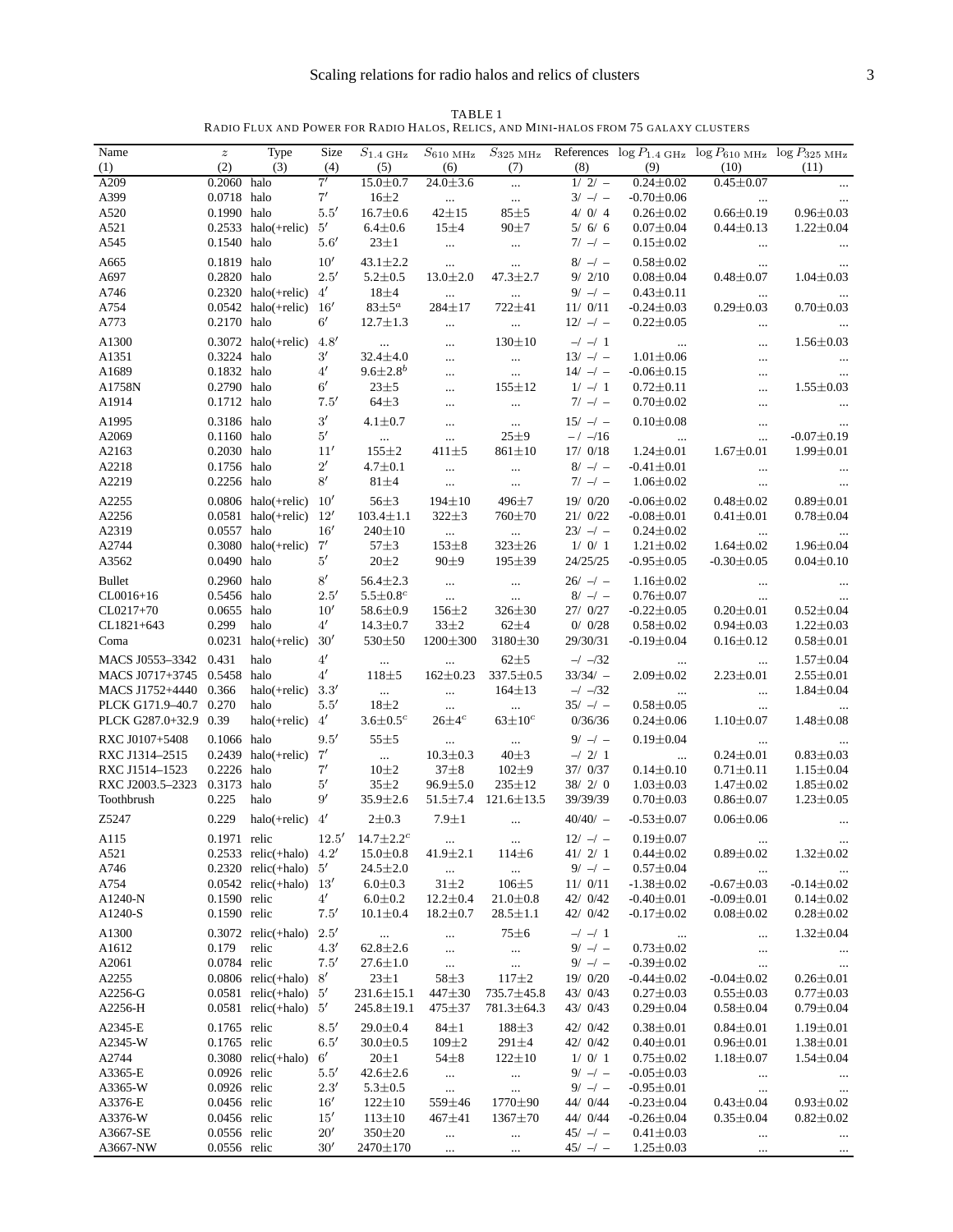TABLE 1
RADIO FLUX AND POWER FOR RADIO HALOS, RELICS, AND MINI-HALOS FROM 75 GALAXY CLUSTERS

| Name | $z$ | Type | Size | $S_{1.4\ \mathrm{GHz}}$ | $S_{610\ \mathrm{MHz}}$ | $S_{325\ \mathrm{MHz}}$ | References | $\log P_{1.4\ \mathrm{GHz}}$ | $\log P_{610\ \mathrm{MHz}}$ | $\log P_{325\ \mathrm{MHz}}$ |
|---|---|---|---|---|---|---|---|---|---|---|
| (1) | (2) | (3) | (4) | (5) | (6) | (7) | (8) | (9) | (10) | (11) |
| A209 | 0.2060 | halo | $7'$ | 15.0±0.7 | 24.0±3.6 | ... | 1/ 2/ – | 0.24±0.02 | 0.45±0.07 | ... |
| A399 | 0.0718 | halo | $7'$ | 16±2 | ... | ... | 3/ –/ – | -0.70±0.06 | ... | ... |
| A520 | 0.1990 | halo | $5.5'$ | 16.7±0.6 | 42±15 | 85±5 | 4/ 0/ 4 | 0.26±0.02 | 0.66±0.19 | 0.96±0.03 |
| A521 | 0.2533 | halo(+relic) | $5'$ | 6.4±0.6 | 15±4 | 90±7 | 5/ 6/ 6 | 0.07±0.04 | 0.44±0.13 | 1.22±0.04 |
| A545 | 0.1540 | halo | $5.6'$ | 23±1 | ... | ... | 7/ –/ – | 0.15±0.02 | ... | ... |
| A665 | 0.1819 | halo | $10'$ | 43.1±2.2 | ... | ... | 8/ –/ – | 0.58±0.02 | ... | ... |
| A697 | 0.2820 | halo | $2.5'$ | 5.2±0.5 | 13.0±2.0 | 47.3±2.7 | 9/ 2/10 | 0.08±0.04 | 0.48±0.07 | 1.04±0.03 |
| A746 | 0.2320 | halo(+relic) | $4'$ | 18±4 | ... | ... | 9/ –/ – | 0.43±0.11 | ... | ... |
| A754 | 0.0542 | halo(+relic) | $16'$ | 83±5[a] | 284±17 | 722±41 | 11/ 0/11 | -0.24±0.03 | 0.29±0.03 | 0.70±0.03 |
| A773 | 0.2170 | halo | $6'$ | 12.7±1.3 | ... | ... | 12/ –/ – | 0.22±0.05 | ... | ... |
| A1300 | 0.3072 | halo(+relic) | $4.8'$ | ... | ... | 130±10 | –/ –/ 1 | ... | ... | 1.56±0.03 |
| A1351 | 0.3224 | halo | $3'$ | 32.4±4.0 | ... | ... | 13/ –/ – | 1.01±0.06 | ... | ... |
| A1689 | 0.1832 | halo | $4'$ | 9.6±2.8[b] | ... | ... | 14/ –/ – | -0.06±0.15 | ... | ... |
| A1758N | 0.2790 | halo | $6'$ | 23±5 | ... | 155±12 | 1/ –/ 1 | 0.72±0.11 | ... | 1.55±0.03 |
| A1914 | 0.1712 | halo | $7.5'$ | 64±3 | ... | ... | 7/ –/ – | 0.70±0.02 | ... | ... |
| A1995 | 0.3186 | halo | $3'$ | 4.1±0.7 | ... | ... | 15/ –/ – | 0.10±0.08 | ... | ... |
| A2069 | 0.1160 | halo | $5'$ | ... | ... | 25±9 | – / –/16 | ... | ... | -0.07±0.19 |
| A2163 | 0.2030 | halo | $11'$ | 155±2 | 411±5 | 861±10 | 17/ 0/18 | 1.24±0.01 | 1.67±0.01 | 1.99±0.01 |
| A2218 | 0.1756 | halo | $2'$ | 4.7±0.1 | ... | ... | 8/ –/ – | -0.41±0.01 | ... | ... |
| A2219 | 0.2256 | halo | $8'$ | 81±4 | ... | ... | 7/ –/ – | 1.06±0.02 | ... | ... |
| A2255 | 0.0806 | halo(+relic) | $10'$ | 56±3 | 194±10 | 496±7 | 19/ 0/20 | -0.06±0.02 | 0.48±0.02 | 0.89±0.01 |
| A2256 | 0.0581 | halo(+relic) | $12'$ | 103.4±1.1 | 322±3 | 760±70 | 21/ 0/22 | -0.08±0.01 | 0.41±0.01 | 0.78±0.04 |
| A2319 | 0.0557 | halo | $16'$ | 240±10 | ... | ... | 23/ –/ – | 0.24±0.02 | ... | ... |
| A2744 | 0.3080 | halo(+relic) | $7'$ | 57±3 | 153±8 | 323±26 | 1/ 0/ 1 | 1.21±0.02 | 1.64±0.02 | 1.96±0.04 |
| A3562 | 0.0490 | halo | $5'$ | 20±2 | 90±9 | 195±39 | 24/25/25 | -0.95±0.05 | -0.30±0.05 | 0.04±0.10 |
| Bullet | 0.2960 | halo | $8'$ | 56.4±2.3 | ... | ... | 26/ –/ – | 1.16±0.02 | ... | ... |
| CL0016+16 | 0.5456 | halo | $2.5'$ | 5.5±0.8[c] | ... | ... | 8/ –/ – | 0.76±0.07 | ... | ... |
| CL0217+70 | 0.0655 | halo | $10'$ | 58.6±0.9 | 156±2 | 326±30 | 27/ 0/27 | -0.22±0.05 | 0.20±0.01 | 0.52±0.04 |
| CL1821+643 | 0.299 | halo | $4'$ | 14.3±0.7 | 33±2 | 62±4 | 0/ 0/28 | 0.58±0.02 | 0.94±0.03 | 1.22±0.03 |
| Coma | 0.0231 | halo(+relic) | $30'$ | 530±50 | 1200±300 | 3180±30 | 29/30/31 | -0.19±0.04 | 0.16±0.12 | 0.58±0.01 |
| MACS J0553–3342 | 0.431 | halo | $4'$ | ... | ... | 62±5 | –/ –/32 | ... | ... | 1.57±0.04 |
| MACS J0717+3745 | 0.5458 | halo | $4'$ | 118±5 | 162±0.23 | 337.5±0.5 | 33/34/ – | 2.09±0.02 | 2.23±0.01 | 2.55±0.01 |
| MACS J1752+4440 | 0.366 | halo(+relic) | $3.3'$ | ... | ... | 164±13 | –/ –/32 | ... | ... | 1.84±0.04 |
| PLCK G171.9–40.7 | 0.270 | halo | $5.5'$ | 18±2 | ... | ... | 35/ –/ – | 0.58±0.05 | ... | ... |
| PLCK G287.0+32.9 | 0.39 | halo(+relic) | $4'$ | 3.6±0.5[c] | 26±4[c] | 63±10[c] | 0/36/36 | 0.24±0.06 | 1.10±0.07 | 1.48±0.08 |
| RXC J0107+5408 | 0.1066 | halo | $9.5'$ | 55±5 | ... | ... | 9/ –/ – | 0.19±0.04 | ... | ... |
| RXC J1314–2515 | 0.2439 | halo(+relic) | $7'$ | ... | 10.3±0.3 | 40±3 | –/ 2/ 1 | ... | 0.24±0.01 | 0.83±0.03 |
| RXC J1514–1523 | 0.2226 | halo | $7'$ | 10±2 | 37±8 | 102±9 | 37/ 0/37 | 0.14±0.10 | 0.71±0.11 | 1.15±0.04 |
| RXC J2003.5–2323 | 0.3173 | halo | $5'$ | 35±2 | 96.9±5.0 | 235±12 | 38/ 2/ 0 | 1.03±0.03 | 1.47±0.02 | 1.85±0.02 |
| Toothbrush | 0.225 | halo | $9'$ | 35.9±2.6 | 51.5±7.4 | 121.6±13.5 | 39/39/39 | 0.70±0.03 | 0.86±0.07 | 1.23±0.05 |
| Z5247 | 0.229 | halo(+relic) | $4'$ | 2±0.3 | 7.9±1 | ... | 40/40/ – | -0.53±0.07 | 0.06±0.06 | ... |
| A115 | 0.1971 | relic | $12.5'$ | 14.7±2.2[c] | ... | ... | 12/ –/ – | 0.19±0.07 | ... | ... |
| A521 | 0.2533 | relic(+halo) | $4.2'$ | 15.0±0.8 | 41.9±2.1 | 114±6 | 41/ 2/ 1 | 0.44±0.02 | 0.89±0.02 | 1.32±0.02 |
| A746 | 0.2320 | relic(+halo) | $5'$ | 24.5±2.0 | ... | ... | 9/ –/ – | 0.57±0.04 | ... | ... |
| A754 | 0.0542 | relic(+halo) | $13'$ | 6.0±0.3 | 31±2 | 106±5 | 11/ 0/11 | -1.38±0.02 | -0.67±0.03 | -0.14±0.02 |
| A1240-N | 0.1590 | relic | $4'$ | 6.0±0.2 | 12.2±0.4 | 21.0±0.8 | 42/ 0/42 | -0.40±0.01 | -0.09±0.01 | 0.14±0.02 |
| A1240-S | 0.1590 | relic | $7.5'$ | 10.1±0.4 | 18.2±0.7 | 28.5±1.1 | 42/ 0/42 | -0.17±0.02 | 0.08±0.02 | 0.28±0.02 |
| A1300 | 0.3072 | relic(+halo) | $2.5'$ | ... | ... | 75±6 | –/ –/ 1 | ... | ... | 1.32±0.04 |
| A1612 | 0.179 | relic | $4.3'$ | 62.8±2.6 | ... | ... | 9/ –/ – | 0.73±0.02 | ... | ... |
| A2061 | 0.0784 | relic | $7.5'$ | 27.6±1.0 | ... | ... | 9/ –/ – | -0.39±0.02 | ... | ... |
| A2255 | 0.0806 | relic(+halo) | $8'$ | 23±1 | 58±3 | 117±2 | 19/ 0/20 | -0.44±0.02 | -0.04±0.02 | 0.26±0.01 |
| A2256-G | 0.0581 | relic(+halo) | $5'$ | 231.6±15.1 | 447±30 | 735.7±45.8 | 43/ 0/43 | 0.27±0.03 | 0.55±0.03 | 0.77±0.03 |
| A2256-H | 0.0581 | relic(+halo) | $5'$ | 245.8±19.1 | 475±37 | 781.3±64.3 | 43/ 0/43 | 0.29±0.04 | 0.58±0.04 | 0.79±0.04 |
| A2345-E | 0.1765 | relic | $8.5'$ | 29.0±0.4 | 84±1 | 188±3 | 42/ 0/42 | 0.38±0.01 | 0.84±0.01 | 1.19±0.01 |
| A2345-W | 0.1765 | relic | $6.5'$ | 30.0±0.5 | 109±2 | 291±4 | 42/ 0/42 | 0.40±0.01 | 0.96±0.01 | 1.38±0.01 |
| A2744 | 0.3080 | relic(+halo) | $6'$ | 20±1 | 54±8 | 122±10 | 1/ 0/ 1 | 0.75±0.02 | 1.18±0.07 | 1.54±0.04 |
| A3365-E | 0.0926 | relic | $5.5'$ | 42.6±2.6 | ... | ... | 9/ –/ – | -0.05±0.03 | ... | ... |
| A3365-W | 0.0926 | relic | $2.3'$ | 5.3±0.5 | ... | ... | 9/ –/ – | -0.95±0.01 | ... | ... |
| A3376-E | 0.0456 | relic | $16'$ | 122±10 | 559±46 | 1770±90 | 44/ 0/44 | -0.23±0.04 | 0.43±0.04 | 0.93±0.02 |
| A3376-W | 0.0456 | relic | $15'$ | 113±10 | 467±41 | 1367±70 | 44/ 0/44 | -0.26±0.04 | 0.35±0.04 | 0.82±0.02 |
| A3667-SE | 0.0556 | relic | $20'$ | 350±20 | ... | ... | 45/ –/ – | 0.41±0.03 | ... | ... |
| A3667-NW | 0.0556 | relic | $30'$ | 2470±170 | ... | ... | 45/ –/ – | 1.25±0.03 | ... | ... |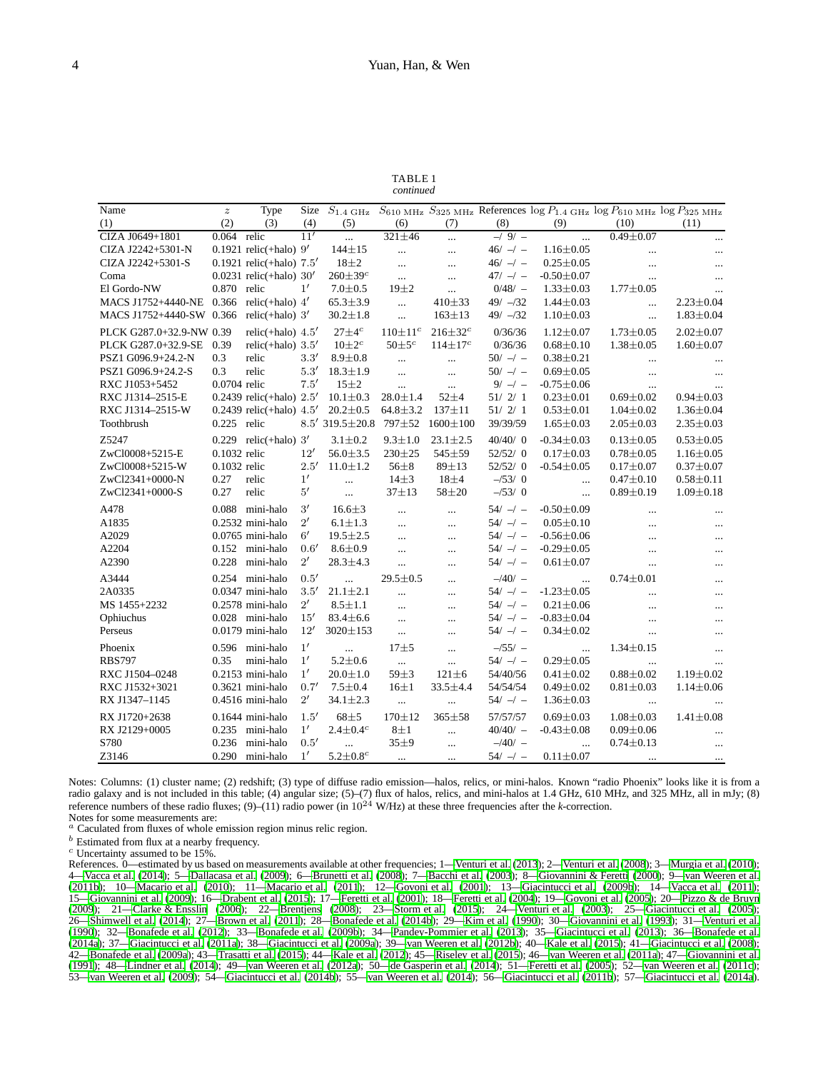TABLE 1
*continued*

| Name | $z$ | Type | Size | $S_{1.4\ \rm GHz}$ | $S_{610\ \rm MHz}$ | $S_{325\ \rm MHz}$ | References | $\log P_{1.4\ \rm GHz}$ | $\log P_{610\ \rm MHz}$ | $\log P_{325\ \rm MHz}$ |
|---|---|---|---|---|---|---|---|---|---|---|
| (1) | (2) | (3) | (4) | (5) | (6) | (7) | (8) | (9) | (10) | (11) |
| CIZA J0649+1801 | 0.064 | relic | $11'$ | ... | 321±46 | ... | –/ 9/ – | ... | 0.49±0.07 | ... |
| CIZA J2242+5301-N | 0.1921 | relic(+halo) | $9'$ | 144±15 | ... | ... | 46/ –/ – | 1.16±0.05 | ... | ... |
| CIZA J2242+5301-S | 0.1921 | relic(+halo) | $7.5'$ | 18±2 | ... | ... | 46/ –/ – | 0.25±0.05 | ... | ... |
| Coma | 0.0231 | relic(+halo) | $30'$ | 260±39$^c$ | ... | ... | 47/ –/ – | -0.50±0.07 | ... | ... |
| El Gordo-NW | 0.870 | relic | $1'$ | 7.0±0.5 | 19±2 | ... | 0/48/ – | 1.33±0.03 | 1.77±0.05 | ... |
| MACS J1752+4440-NE | 0.366 | relic(+halo) | $4'$ | 65.3±3.9 | ... | 410±33 | 49/ –/32 | 1.44±0.03 | ... | 2.23±0.04 |
| MACS J1752+4440-SW | 0.366 | relic(+halo) | $3'$ | 30.2±1.8 | ... | 163±13 | 49/ –/32 | 1.10±0.03 | ... | 1.83±0.04 |
| PLCK G287.0+32.9-NW | 0.39 | relic(+halo) | $4.5'$ | 27±4$^c$ | 110±11$^c$ | 216±32$^c$ | 0/36/36 | 1.12±0.07 | 1.73±0.05 | 2.02±0.07 |
| PLCK G287.0+32.9-SE | 0.39 | relic(+halo) | $3.5'$ | 10±2$^c$ | 50±5$^c$ | 114±17$^c$ | 0/36/36 | 0.68±0.10 | 1.38±0.05 | 1.60±0.07 |
| PSZ1 G096.9+24.2-N | 0.3 | relic | $3.3'$ | 8.9±0.8 | ... | ... | 50/ –/ – | 0.38±0.21 | ... | ... |
| PSZ1 G096.9+24.2-S | 0.3 | relic | $5.3'$ | 18.3±1.9 | ... | ... | 50/ –/ – | 0.69±0.05 | ... | ... |
| RXC J1053+5452 | 0.0704 | relic | $7.5'$ | 15±2 | ... | ... | 9/ –/ – | -0.75±0.06 | ... | ... |
| RXC J1314–2515-E | 0.2439 | relic(+halo) | $2.5'$ | 10.1±0.3 | 28.0±1.4 | 52±4 | 51/ 2/ 1 | 0.23±0.01 | 0.69±0.02 | 0.94±0.03 |
| RXC J1314–2515-W | 0.2439 | relic(+halo) | $4.5'$ | 20.2±0.5 | 64.8±3.2 | 137±11 | 51/ 2/ 1 | 0.53±0.01 | 1.04±0.02 | 1.36±0.04 |
| Toothbrush | 0.225 | relic | $8.5'$ | 319.5±20.8 | 797±52 | 1600±100 | 39/39/59 | 1.65±0.03 | 2.05±0.03 | 2.35±0.03 |
| Z5247 | 0.229 | relic(+halo) | $3'$ | 3.1±0.2 | 9.3±1.0 | 23.1±2.5 | 40/40/ 0 | -0.34±0.03 | 0.13±0.05 | 0.53±0.05 |
| ZwCl0008+5215-E | 0.1032 | relic | $12'$ | 56.0±3.5 | 230±25 | 545±59 | 52/52/ 0 | 0.17±0.03 | 0.78±0.05 | 1.16±0.05 |
| ZwCl0008+5215-W | 0.1032 | relic | $2.5'$ | 11.0±1.2 | 56±8 | 89±13 | 52/52/ 0 | -0.54±0.05 | 0.17±0.07 | 0.37±0.07 |
| ZwCl2341+0000-N | 0.27 | relic | $1'$ | ... | 14±3 | 18±4 | –/53/ 0 | ... | 0.47±0.10 | 0.58±0.11 |
| ZwCl2341+0000-S | 0.27 | relic | $5'$ | ... | 37±13 | 58±20 | –/53/ 0 | ... | 0.89±0.19 | 1.09±0.18 |
| A478 | 0.088 | mini-halo | $3'$ | 16.6±3 | ... | ... | 54/ –/ – | -0.50±0.09 | ... | ... |
| A1835 | 0.2532 | mini-halo | $2'$ | 6.1±1.3 | ... | ... | 54/ –/ – | 0.05±0.10 | ... | ... |
| A2029 | 0.0765 | mini-halo | $6'$ | 19.5±2.5 | ... | ... | 54/ –/ – | -0.56±0.06 | ... | ... |
| A2204 | 0.152 | mini-halo | $0.6'$ | 8.6±0.9 | ... | ... | 54/ –/ – | -0.29±0.05 | ... | ... |
| A2390 | 0.228 | mini-halo | $2'$ | 28.3±4.3 | ... | ... | 54/ –/ – | 0.61±0.07 | ... | ... |
| A3444 | 0.254 | mini-halo | $0.5'$ | ... | 29.5±0.5 | ... | –/40/ – | ... | 0.74±0.01 | ... |
| 2A0335 | 0.0347 | mini-halo | $3.5'$ | 21.1±2.1 | ... | ... | 54/ –/ – | -1.23±0.05 | ... | ... |
| MS 1455+2232 | 0.2578 | mini-halo | $2'$ | 8.5±1.1 | ... | ... | 54/ –/ – | 0.21±0.06 | ... | ... |
| Ophiuchus | 0.028 | mini-halo | $15'$ | 83.4±6.6 | ... | ... | 54/ –/ – | -0.83±0.04 | ... | ... |
| Perseus | 0.0179 | mini-halo | $12'$ | 3020±153 | ... | ... | 54/ –/ – | 0.34±0.02 | ... | ... |
| Phoenix | 0.596 | mini-halo | $1'$ | ... | 17±5 | ... | –/55/ – | ... | 1.34±0.15 | ... |
| RBS797 | 0.35 | mini-halo | $1'$ | 5.2±0.6 | ... | ... | 54/ –/ – | 0.29±0.05 | ... | ... |
| RXC J1504–0248 | 0.2153 | mini-halo | $1'$ | 20.0±1.0 | 59±3 | 121±6 | 54/40/56 | 0.41±0.02 | 0.88±0.02 | 1.19±0.02 |
| RXC J1532+3021 | 0.3621 | mini-halo | $0.7'$ | 7.5±0.4 | 16±1 | 33.5±4.4 | 54/54/54 | 0.49±0.02 | 0.81±0.03 | 1.14±0.06 |
| RX J1347–1145 | 0.4516 | mini-halo | $2'$ | 34.1±2.3 | ... | ... | 54/ –/ – | 1.36±0.03 | ... | ... |
| RX J1720+2638 | 0.1644 | mini-halo | $1.5'$ | 68±5 | 170±12 | 365±58 | 57/57/57 | 0.69±0.03 | 1.08±0.03 | 1.41±0.08 |
| RX J2129+0005 | 0.235 | mini-halo | $1'$ | 2.4±0.4$^c$ | 8±1 | ... | 40/40/ – | -0.43±0.08 | 0.09±0.06 | ... |
| S780 | 0.236 | mini-halo | $0.5'$ | ... | 35±9 | ... | –/40/ – | ... | 0.74±0.13 | ... |
| Z3146 | 0.290 | mini-halo | $1'$ | 5.2±0.8$^c$ | ... | ... | 54/ –/ – | 0.11±0.07 | ... | ... |

Notes: Columns: (1) cluster name; (2) redshift; (3) type of diffuse radio emission—halos, relics, or mini-halos. Known "radio Phoenix" looks like it is from a radio galaxy and is not included in this table; (4) angular size; (5)–(7) flux of halos, relics, and mini-halos at 1.4 GHz, 610 MHz, and 325 MHz, all in mJy; (8) reference numbers of these radio fluxes; (9)–(11) radio power (in $10^{24}$ W/Hz) at these three frequencies after the *k*-correction.
Notes for some measurements are:
$^a$ Caculated from fluxes of whole emission region minus relic region.
$^b$ Estimated from flux at a nearby frequency.
$^c$ Uncertainty assumed to be 15%.
References. 0—estimated by us based on measurements available at other frequencies; 1—Venturi et al. (2013); 2—Venturi et al. (2008); 3—Murgia et al. (2010); 4—Vacca et al. (2014); 5—Dallacasa et al. (2009); 6—Brunetti et al. (2008); 7—Bacchi et al. (2003); 8—Giovannini & Feretti (2000); 9—van Weeren et al. (2011b); 10—Macario et al. (2010); 11—Macario et al. (2011); 12—Govoni et al. (2001); 13—Giacintucci et al. (2009b); 14—Vacca et al. (2011); 15—Giovannini et al. (2009); 16—Drabent et al. (2015); 17—Feretti et al. (2001); 18—Feretti et al. (2004); 19—Govoni et al. (2005); 20—Pizzo & de Bruyn (2009); 21—Clarke & Ensslin (2006); 22—Brentjens (2008); 23—Storm et al. (2015); 24—Venturi et al. (2003); 25—Giacintucci et al. (2005); 26—Shimwell et al. (2014); 27—Brown et al. (2011); 28—Bonafede et al. (2014b); 29—Kim et al. (1990); 30—Giovannini et al. (1993); 31—Venturi et al. (1990); 32—Bonafede et al. (2012); 33—Bonafede et al. (2009b); 34—Pandey-Pommier et al. (2013); 35—Giacintucci et al. (2013); 36—Bonafede et al. (2014a); 37—Giacintucci et al. (2011a); 38—Giacintucci et al. (2009a); 39—van Weeren et al. (2012b); 40—Kale et al. (2015); 41—Giacintucci et al. (2008); 42—Bonafede et al. (2009a); 43—Trasatti et al. (2015); 44—Kale et al. (2012); 45—Riseley et al. (2015); 46—van Weeren et al. (2011a); 47—Giovannini et al. (1991); 48—Lindner et al. (2014); 49—van Weeren et al. (2012a); 50—de Gasperin et al. (2014); 51—Feretti et al. (2005); 52—van Weeren et al. (2011c); 53—van Weeren et al. (2009); 54—Giacintucci et al. (2014b); 55—van Weeren et al. (2014); 56—Giacintucci et al. (2011b); 57—Giacintucci et al. (2014a).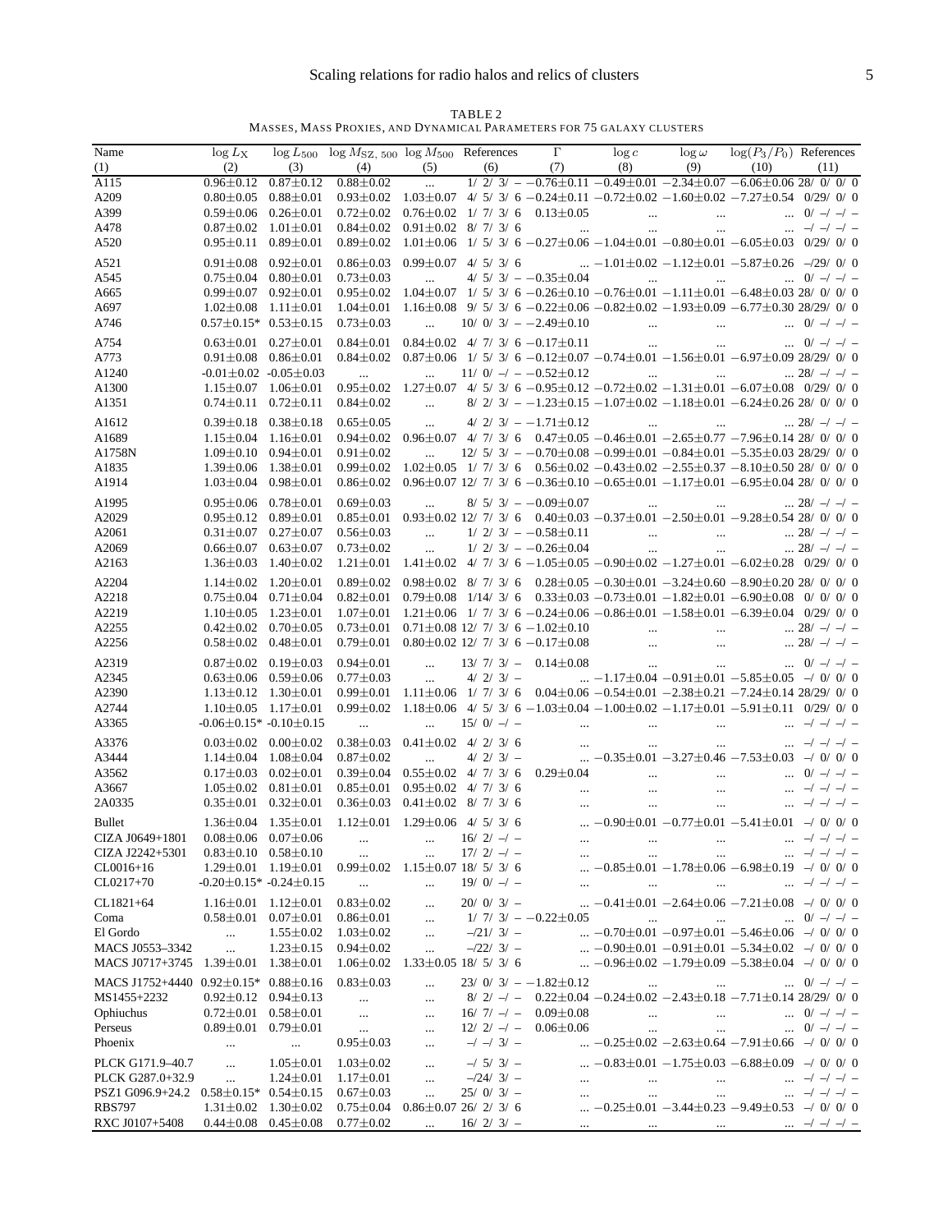TABLE 2
MASSES, MASS PROXIES, AND DYNAMICAL PARAMETERS FOR 75 GALAXY CLUSTERS

| Name | $\log L_X$ | $\log L_{500}$ | $\log M_{SZ,500}$ | $\log M_{500}$ | References | $\Gamma$ | $\log c$ | $\log \omega$ | $\log(P_3/P_0)$ | References |
|---|---|---|---|---|---|---|---|---|---|---|
| (1) | (2) | (3) | (4) | (5) | (6) | (7) | (8) | (9) | (10) | (11) |
| A115 | 0.96±0.12 | 0.87±0.12 | 0.88±0.02 | ... | 1/ 2/ 3/ – | −0.76±0.11 | −0.49±0.01 | −2.34±0.07 | −6.06±0.06 | 28/ 0/ 0/ 0 |
| A209 | 0.80±0.05 | 0.88±0.01 | 0.93±0.02 | 1.03±0.07 | 4/ 5/ 3/ 6 | −0.24±0.11 | −0.72±0.02 | −1.60±0.02 | −7.27±0.54 | 0/29/ 0/ 0 |
| A399 | 0.59±0.06 | 0.26±0.01 | 0.72±0.02 | 0.76±0.02 | 1/ 7/ 3/ 6 | 0.13±0.05 | ... | ... | ... | 0/ –/ –/ – |
| A478 | 0.87±0.02 | 1.01±0.01 | 0.84±0.02 | 0.91±0.02 | 8/ 7/ 3/ 6 | ... | ... | ... | ... | –/ –/ –/ – |
| A520 | 0.95±0.11 | 0.89±0.01 | 0.89±0.02 | 1.01±0.06 | 1/ 5/ 3/ 6 | −0.27±0.06 | −1.04±0.01 | −0.80±0.01 | −6.05±0.03 | 0/29/ 0/ 0 |
| A521 | 0.91±0.08 | 0.92±0.01 | 0.86±0.03 | 0.99±0.07 | 4/ 5/ 3/ 6 | ... | −1.01±0.02 | −1.12±0.01 | −5.87±0.26 | –/29/ 0/ 0 |
| A545 | 0.75±0.04 | 0.80±0.01 | 0.73±0.03 | ... | 4/ 5/ 3/ – | −0.35±0.04 | ... | ... | ... | 0/ –/ –/ – |
| A665 | 0.99±0.07 | 0.92±0.01 | 0.95±0.02 | 1.04±0.07 | 1/ 5/ 3/ 6 | −0.26±0.10 | −0.76±0.01 | −1.11±0.01 | −6.48±0.03 | 28/ 0/ 0/ 0 |
| A697 | 1.02±0.08 | 1.11±0.01 | 1.04±0.01 | 1.16±0.08 | 9/ 5/ 3/ 6 | −0.22±0.06 | −0.82±0.02 | −1.93±0.09 | −6.77±0.30 | 28/29/ 0/ 0 |
| A746 | 0.57±0.15* | 0.53±0.15 | 0.73±0.03 | ... | 10/ 0/ 3/ – | −2.49±0.10 | ... | ... | ... | 0/ –/ –/ – |
| A754 | 0.63±0.01 | 0.27±0.01 | 0.84±0.01 | 0.84±0.02 | 4/ 7/ 3/ 6 | −0.17±0.11 | ... | ... | ... | 0/ –/ –/ – |
| A773 | 0.91±0.08 | 0.86±0.01 | 0.84±0.02 | 0.87±0.06 | 1/ 5/ 3/ 6 | −0.12±0.07 | −0.74±0.01 | −1.56±0.01 | −6.97±0.09 | 28/29/ 0/ 0 |
| A1240 | -0.01±0.02 | -0.05±0.03 | ... | ... | 11/ 0/ –/ – | −0.52±0.12 | ... | ... | ... | 28/ –/ –/ – |
| A1300 | 1.15±0.07 | 1.06±0.01 | 0.95±0.02 | 1.27±0.07 | 4/ 5/ 3/ 6 | −0.95±0.12 | −0.72±0.02 | −1.31±0.01 | −6.07±0.08 | 0/29/ 0/ 0 |
| A1351 | 0.74±0.11 | 0.72±0.11 | 0.84±0.02 | ... | 8/ 2/ 3/ – | −1.23±0.15 | −1.07±0.02 | −1.18±0.01 | −6.24±0.26 | 28/ 0/ 0/ 0 |
| A1612 | 0.39±0.18 | 0.38±0.18 | 0.65±0.05 | ... | 4/ 2/ 3/ – | −1.71±0.12 | ... | ... | ... | 28/ –/ –/ – |
| A1689 | 1.15±0.04 | 1.16±0.01 | 0.94±0.02 | 0.96±0.07 | 4/ 7/ 3/ 6 | 0.47±0.05 | −0.46±0.01 | −2.65±0.77 | −7.96±0.14 | 28/ 0/ 0/ 0 |
| A1758N | 1.09±0.10 | 0.94±0.01 | 0.91±0.02 | ... | 12/ 5/ 3/ – | −0.70±0.08 | −0.99±0.01 | −0.84±0.01 | −5.35±0.03 | 28/29/ 0/ 0 |
| A1835 | 1.39±0.06 | 1.38±0.01 | 0.99±0.02 | 1.02±0.05 | 1/ 7/ 3/ 6 | 0.56±0.02 | −0.43±0.02 | −2.55±0.37 | −8.10±0.50 | 28/ 0/ 0/ 0 |
| A1914 | 1.03±0.04 | 0.98±0.01 | 0.86±0.02 | 0.96±0.07 | 12/ 7/ 3/ 6 | −0.36±0.10 | −0.65±0.01 | −1.17±0.01 | −6.95±0.04 | 28/ 0/ 0/ 0 |
| A1995 | 0.95±0.06 | 0.78±0.01 | 0.69±0.03 | ... | 8/ 5/ 3/ – | −0.09±0.07 | ... | ... | ... | 28/ –/ –/ – |
| A2029 | 0.95±0.12 | 0.89±0.01 | 0.85±0.01 | 0.93±0.02 | 12/ 7/ 3/ 6 | 0.40±0.03 | −0.37±0.01 | −2.50±0.01 | −9.28±0.54 | 28/ 0/ 0/ 0 |
| A2061 | 0.31±0.07 | 0.27±0.07 | 0.56±0.03 | ... | 1/ 2/ 3/ – | −0.58±0.11 | ... | ... | ... | 28/ –/ –/ – |
| A2069 | 0.66±0.07 | 0.63±0.07 | 0.73±0.02 | ... | 1/ 2/ 3/ – | −0.26±0.04 | ... | ... | ... | 28/ –/ –/ – |
| A2163 | 1.36±0.03 | 1.40±0.02 | 1.21±0.01 | 1.41±0.02 | 4/ 7/ 3/ 6 | −1.05±0.05 | −0.90±0.02 | −1.27±0.01 | −6.02±0.28 | 0/29/ 0/ 0 |
| A2204 | 1.14±0.02 | 1.20±0.01 | 0.89±0.02 | 0.98±0.02 | 8/ 7/ 3/ 6 | 0.28±0.05 | −0.30±0.01 | −3.24±0.60 | −8.90±0.20 | 28/ 0/ 0/ 0 |
| A2218 | 0.75±0.04 | 0.71±0.04 | 0.82±0.01 | 0.79±0.08 | 1/14/ 3/ 6 | 0.33±0.03 | −0.73±0.01 | −1.82±0.01 | −6.90±0.08 | 0/ 0/ 0/ 0 |
| A2219 | 1.10±0.05 | 1.23±0.01 | 1.07±0.01 | 1.21±0.06 | 1/ 7/ 3/ 6 | −0.24±0.06 | −0.86±0.01 | −1.58±0.01 | −6.39±0.04 | 0/29/ 0/ 0 |
| A2255 | 0.42±0.02 | 0.70±0.05 | 0.73±0.01 | 0.71±0.08 | 12/ 7/ 3/ 6 | −1.02±0.10 | ... | ... | ... | 28/ –/ –/ – |
| A2256 | 0.58±0.02 | 0.48±0.01 | 0.79±0.01 | 0.80±0.02 | 12/ 7/ 3/ 6 | −0.17±0.08 | ... | ... | ... | 28/ –/ –/ – |
| A2319 | 0.87±0.02 | 0.19±0.03 | 0.94±0.01 | ... | 13/ 7/ 3/ – | 0.14±0.08 | ... | ... | ... | 0/ –/ –/ – |
| A2345 | 0.63±0.06 | 0.59±0.06 | 0.77±0.03 | ... | 4/ 2/ 3/ – | ... | −1.17±0.04 | −0.91±0.01 | −5.85±0.05 | –/ 0/ 0/ 0 |
| A2390 | 1.13±0.12 | 1.30±0.01 | 0.99±0.01 | 1.11±0.06 | 1/ 7/ 3/ 6 | 0.04±0.06 | −0.54±0.01 | −2.38±0.21 | −7.24±0.14 | 28/29/ 0/ 0 |
| A2744 | 1.10±0.05 | 1.17±0.01 | 0.99±0.02 | 1.18±0.06 | 4/ 5/ 3/ 6 | −1.03±0.04 | −1.00±0.02 | −1.17±0.01 | −5.91±0.11 | 0/29/ 0/ 0 |
| A3365 | -0.06±0.15* | -0.10±0.15 | ... | ... | 15/ 0/ –/ – | ... | ... | ... | ... | –/ –/ –/ – |
| A3376 | 0.03±0.02 | 0.00±0.02 | 0.38±0.03 | 0.41±0.02 | 4/ 2/ 3/ 6 | ... | ... | ... | ... | –/ –/ –/ – |
| A3444 | 1.14±0.04 | 1.08±0.04 | 0.87±0.02 | ... | 4/ 2/ 3/ – | ... | −0.35±0.01 | −3.27±0.46 | −7.53±0.03 | –/ 0/ 0/ 0 |
| A3562 | 0.17±0.03 | 0.02±0.01 | 0.39±0.04 | 0.55±0.02 | 4/ 7/ 3/ 6 | 0.29±0.04 | ... | ... | ... | 0/ –/ –/ – |
| A3667 | 1.05±0.02 | 0.81±0.01 | 0.85±0.01 | 0.95±0.02 | 4/ 7/ 3/ 6 | ... | ... | ... | ... | –/ –/ –/ – |
| 2A0335 | 0.35±0.01 | 0.32±0.01 | 0.36±0.03 | 0.41±0.02 | 8/ 7/ 3/ 6 | ... | ... | ... | ... | –/ –/ –/ – |
| Bullet | 1.36±0.04 | 1.35±0.01 | 1.12±0.01 | 1.29±0.06 | 4/ 5/ 3/ 6 | ... | −0.90±0.01 | −0.77±0.01 | −5.41±0.01 | –/ 0/ 0/ 0 |
| CIZA J0649+1801 | 0.08±0.06 | 0.07±0.06 | ... | ... | 16/ 2/ –/ – | ... | ... | ... | ... | –/ –/ –/ – |
| CIZA J2242+5301 | 0.83±0.10 | 0.58±0.10 | ... | ... | 17/ 2/ –/ – | ... | ... | ... | ... | –/ –/ –/ – |
| CL0016+16 | 1.29±0.01 | 1.19±0.01 | 0.99±0.02 | 1.15±0.07 | 18/ 5/ 3/ 6 | ... | −0.85±0.01 | −1.78±0.06 | −6.98±0.19 | –/ 0/ 0/ 0 |
| CL0217+70 | -0.20±0.15* | -0.24±0.15 | ... | ... | 19/ 0/ –/ – | ... | ... | ... | ... | –/ –/ –/ – |
| CL1821+64 | 1.16±0.01 | 1.12±0.01 | 0.83±0.02 | ... | 20/ 0/ 3/ – | ... | −0.41±0.01 | −2.64±0.06 | −7.21±0.08 | –/ 0/ 0/ 0 |
| Coma | 0.58±0.01 | 0.07±0.01 | 0.86±0.01 | ... | 1/ 7/ 3/ – | −0.22±0.05 | ... | ... | ... | 0/ –/ –/ – |
| El Gordo | ... | 1.55±0.02 | 1.03±0.02 | ... | –/21/ 3/ – | ... | −0.70±0.01 | −0.97±0.01 | −5.46±0.06 | –/ 0/ 0/ 0 |
| MACS J0553–3342 | ... | 1.23±0.15 | 0.94±0.02 | ... | –/22/ 3/ – | ... | −0.90±0.01 | −0.91±0.01 | −5.34±0.02 | –/ 0/ 0/ 0 |
| MACS J0717+3745 | 1.39±0.01 | 1.38±0.01 | 1.06±0.02 | 1.33±0.05 | 18/ 5/ 3/ 6 | ... | −0.96±0.02 | −1.79±0.09 | −5.38±0.04 | –/ 0/ 0/ 0 |
| MACS J1752+4440 | 0.92±0.15* | 0.88±0.16 | 0.83±0.03 | ... | 23/ 0/ 3/ – | −1.82±0.12 | ... | ... | ... | 0/ –/ –/ – |
| MS1455+2232 | 0.92±0.12 | 0.94±0.13 | ... | ... | 8/ 2/ –/ – | 0.22±0.04 | −0.24±0.02 | −2.43±0.18 | −7.71±0.14 | 28/29/ 0/ 0 |
| Ophiuchus | 0.72±0.01 | 0.58±0.01 | ... | ... | 16/ 7/ –/ – | 0.09±0.08 | ... | ... | ... | 0/ –/ –/ – |
| Perseus | 0.89±0.01 | 0.79±0.01 | ... | ... | 12/ 2/ –/ – | 0.06±0.06 | ... | ... | ... | 0/ –/ –/ – |
| Phoenix | ... | ... | 0.95±0.03 | ... | –/ –/ 3/ – | ... | −0.25±0.02 | −2.63±0.64 | −7.91±0.66 | –/ 0/ 0/ 0 |
| PLCK G171.9–40.7 | ... | 1.05±0.01 | 1.03±0.02 | ... | –/ 5/ 3/ – | ... | −0.83±0.01 | −1.75±0.03 | −6.88±0.09 | –/ 0/ 0/ 0 |
| PLCK G287.0+32.9 | ... | 1.24±0.01 | 1.17±0.01 | ... | –/24/ 3/ – | ... | ... | ... | ... | –/ –/ –/ – |
| PSZ1 G096.9+24.2 | 0.58±0.15* | 0.54±0.15 | 0.67±0.03 | ... | 25/ 0/ 3/ – | ... | ... | ... | ... | –/ –/ –/ – |
| RBS797 | 1.31±0.02 | 1.30±0.02 | 0.75±0.04 | 0.86±0.07 | 26/ 2/ 3/ 6 | ... | −0.25±0.01 | −3.44±0.23 | −9.49±0.53 | –/ 0/ 0/ 0 |
| RXC J0107+5408 | 0.44±0.08 | 0.45±0.08 | 0.77±0.02 | ... | 16/ 2/ 3/ – | ... | ... | ... | ... | –/ –/ –/ – |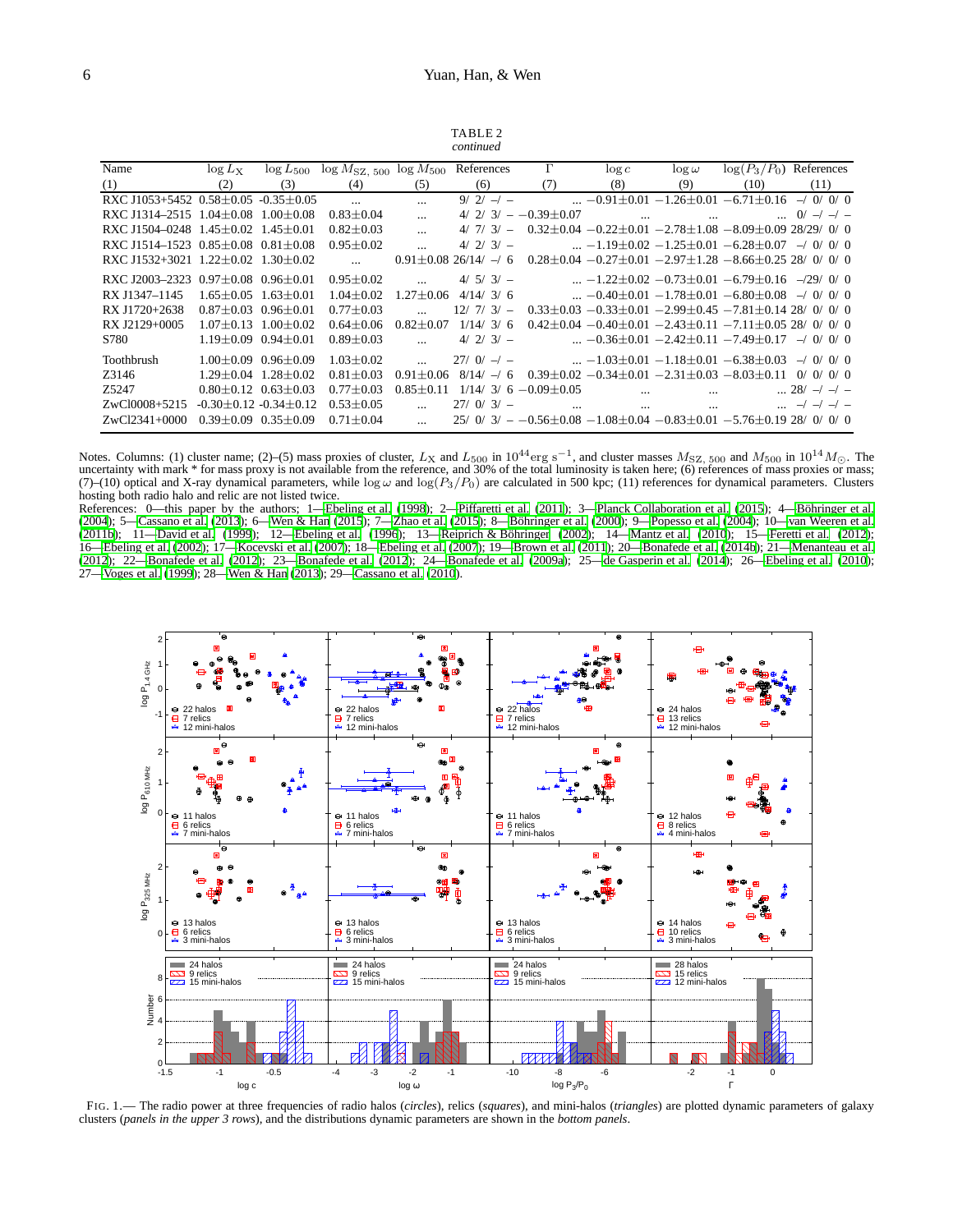TABLE 2
*continued*

| Name | $\log L_{\rm X}$ | $\log L_{500}$ | $\log M_{\rm SZ,\,500}$ | $\log M_{500}$ | References | $\Gamma$ | $\log c$ | $\log \omega$ | $\log(P_3/P_0)$ | References |
|---|---|---|---|---|---|---|---|---|---|---|
| (1) | (2) | (3) | (4) | (5) | (6) | (7) | (8) | (9) | (10) | (11) |
| RXC J1053+5452 | 0.58±0.05 | -0.35±0.05 | ... | ... | 9/ 2/ –/ – | ... | −0.91±0.01 | −1.26±0.01 | −6.71±0.16 | –/ 0/ 0/ 0 |
| RXC J1314–2515 | 1.04±0.08 | 1.00±0.08 | 0.83±0.04 | ... | 4/ 2/ 3/ – | −0.39±0.07 | ... | ... | ... | 0/ –/ –/ – |
| RXC J1504–0248 | 1.45±0.02 | 1.45±0.01 | 0.82±0.03 | ... | 4/ 7/ 3/ – | 0.32±0.04 | −0.22±0.01 | −2.78±1.08 | −8.09±0.09 | 28/29/ 0/ 0 |
| RXC J1514–1523 | 0.85±0.08 | 0.81±0.08 | 0.95±0.02 | ... | 4/ 2/ 3/ – | ... | −1.19±0.02 | −1.25±0.01 | −6.28±0.07 | –/ 0/ 0/ 0 |
| RXC J1532+3021 | 1.22±0.02 | 1.30±0.02 | ... | 0.91±0.08 | 26/14/ –/ 6 | 0.28±0.04 | −0.27±0.01 | −2.97±1.28 | −8.66±0.25 | 28/ 0/ 0/ 0 |
| RXC J2003–2323 | 0.97±0.08 | 0.96±0.01 | 0.95±0.02 | ... | 4/ 5/ 3/ – | ... | −1.22±0.02 | −0.73±0.01 | −6.79±0.16 | –/29/ 0/ 0 |
| RX J1347–1145 | 1.65±0.05 | 1.63±0.01 | 1.04±0.02 | 1.27±0.06 | 4/14/ 3/ 6 | ... | −0.40±0.01 | −1.78±0.01 | −6.80±0.08 | –/ 0/ 0/ 0 |
| RX J1720+2638 | 0.87±0.03 | 0.96±0.01 | 0.77±0.03 | ... | 12/ 7/ 3/ – | 0.33±0.03 | −0.33±0.01 | −2.99±0.45 | −7.81±0.14 | 28/ 0/ 0/ 0 |
| RX J2129+0005 | 1.07±0.13 | 1.00±0.02 | 0.64±0.06 | 0.82±0.07 | 1/14/ 3/ 6 | 0.42±0.04 | −0.40±0.01 | −2.43±0.11 | −7.11±0.05 | 28/ 0/ 0/ 0 |
| S780 | 1.19±0.09 | 0.94±0.01 | 0.89±0.03 | ... | 4/ 2/ 3/ – | ... | −0.36±0.01 | −2.42±0.11 | −7.49±0.17 | –/ 0/ 0/ 0 |
| Toothbrush | 1.00±0.09 | 0.96±0.09 | 1.03±0.02 | ... | 27/ 0/ –/ – | ... | −1.03±0.01 | −1.18±0.01 | −6.38±0.03 | –/ 0/ 0/ 0 |
| Z3146 | 1.29±0.04 | 1.28±0.02 | 0.81±0.03 | 0.91±0.06 | 8/14/ –/ 6 | 0.39±0.02 | −0.34±0.01 | −2.31±0.03 | −8.03±0.11 | 0/ 0/ 0/ 0 |
| Z5247 | 0.80±0.12 | 0.63±0.03 | 0.77±0.03 | 0.85±0.11 | 1/14/ 3/ 6 | −0.09±0.05 | ... | ... | ... | 28/ –/ –/ – |
| ZwCl0008+5215 | -0.30±0.12 | -0.34±0.12 | 0.53±0.05 | ... | 27/ 0/ 3/ – | ... | ... | ... | ... | –/ –/ –/ – |
| ZwCl2341+0000 | 0.39±0.09 | 0.35±0.09 | 0.71±0.04 | ... | 25/ 0/ 3/ – | −0.56±0.08 | −1.08±0.04 | −0.83±0.01 | −5.76±0.19 | 28/ 0/ 0/ 0 |

Notes. Columns: (1) cluster name; (2)–(5) mass proxies of cluster, $L_{\rm X}$ and $L_{500}$ in $10^{44}{\rm erg\ s}^{-1}$, and cluster masses $M_{\rm SZ,\,500}$ and $M_{500}$ in $10^{14}M_{\odot}$. The uncertainty with mark * for mass proxy is not available from the reference, and 30% of the total luminosity is taken here; (6) references of mass proxies or mass; (7)–(10) optical and X-ray dynamical parameters, while $\log\omega$ and $\log(P_3/P_0)$ are calculated in 500 kpc; (11) references for dynamical parameters. Clusters hosting both radio halo and relic are not listed twice.

References: 0—this paper by the authors; 1—Ebeling et al. (1998); 2—Piffaretti et al. (2011); 3—Planck Collaboration et al. (2015); 4—Böhringer et al. (2004); 5—Cassano et al. (2013); 6—Wen & Han (2015); 7—Zhao et al. (2015); 8—Böhringer et al. (2000); 9—Popesso et al. (2004); 10—van Weeren et al. (2011b); 11—David et al. (1999); 12—Ebeling et al. (1996); 13—Reiprich & Böhringer (2002); 14—Mantz et al. (2010); 15—Feretti et al. (2012); 16—Ebeling et al. (2002); 17—Kocevski et al. (2007); 18—Ebeling et al. (2007); 19—Brown et al. (2011); 20—Bonafede et al. (2014b); 21—Menanteau et al. (2012); 22—Bonafede et al. (2012); 23—Bonafede et al. (2012); 24—Bonafede et al. (2009a); 25—de Gasperin et al. (2014); 26—Ebeling et al. (2010); 27—Voges et al. (1999); 28—Wen & Han (2013); 29—Cassano et al. (2010).

FIG. 1.— The radio power at three frequencies of radio halos (*circles*), relics (*squares*), and mini-halos (*triangles*) are plotted dynamic parameters of galaxy clusters (*panels in the upper 3 rows*), and the distributions dynamic parameters are shown in the *bottom panels*.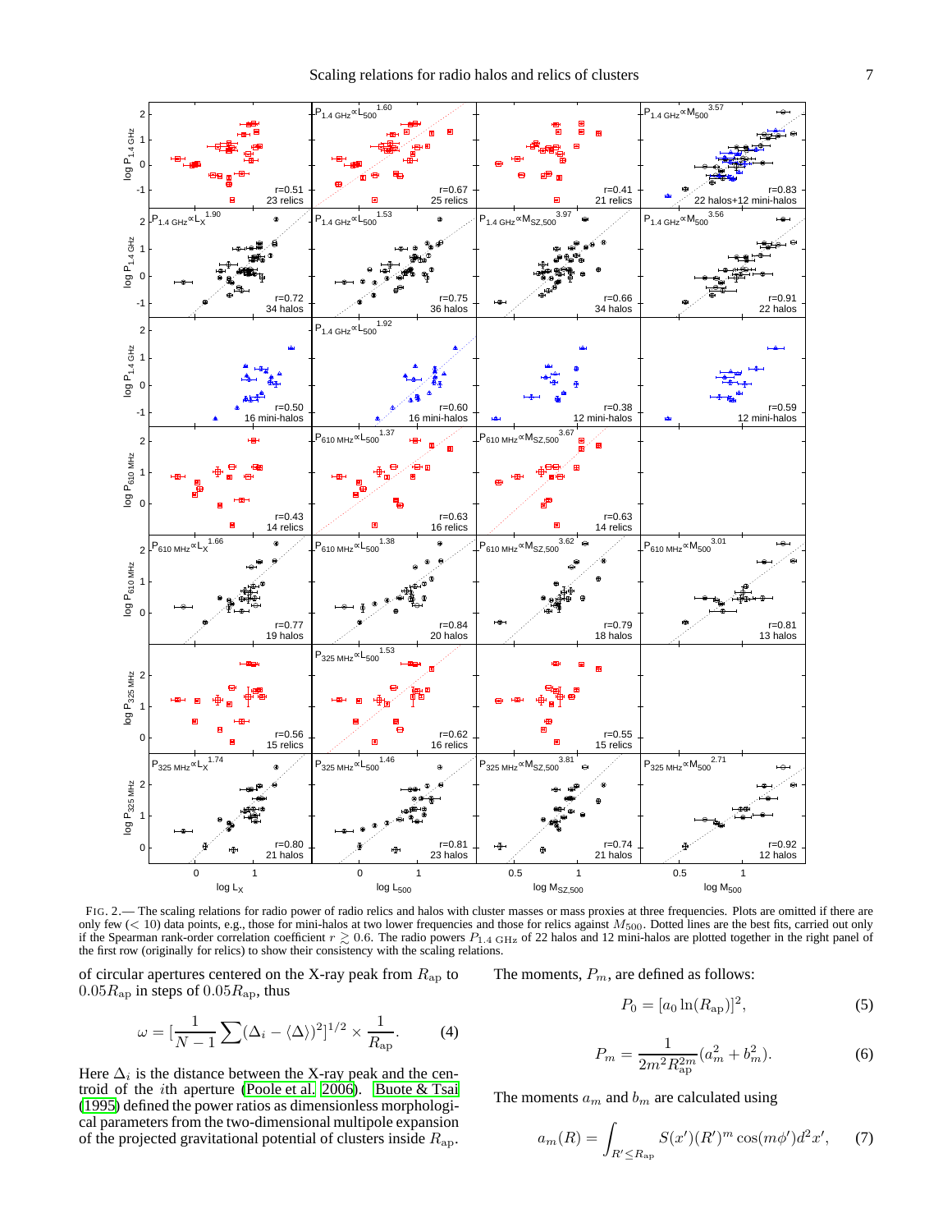FIG. 2.— The scaling relations for radio power of radio relics and halos with cluster masses or mass proxies at three frequencies. Plots are omitted if there are only few ($< 10$) data points, e.g., those for mini-halos at two lower frequencies and those for relics against $M_{500}$. Dotted lines are the best fits, carried out only if the Spearman rank-order correlation coefficient $r \gtrsim 0.6$. The radio powers $P_{1.4\ \rm GHz}$ of 22 halos and 12 mini-halos are plotted together in the right panel of the first row (originally for relics) to show their consistency with the scaling relations.

of circular apertures centered on the X-ray peak from $R_{\rm ap}$ to $0.05R_{\rm ap}$ in steps of $0.05R_{\rm ap}$, thus

$$\omega = [\frac{1}{N-1}\sum(\Delta_i - \langle\Delta\rangle)^2]^{1/2} \times \frac{1}{R_{\rm ap}}. \qquad (4)$$

Here $\Delta_i$ is the distance between the X-ray peak and the centroid of the $i$th aperture (Poole et al. 2006). Buote & Tsai (1995) defined the power ratios as dimensionless morphological parameters from the two-dimensional multipole expansion of the projected gravitational potential of clusters inside $R_{\rm ap}$.

The moments, $P_m$, are defined as follows:

$$P_0 = [a_0 \ln(R_{\rm ap})]^2, \qquad (5)$$

$$P_m = \frac{1}{2m^2 R_{\rm ap}^{2m}}(a_m^2 + b_m^2). \qquad (6)$$

The moments $a_m$ and $b_m$ are calculated using

$$a_m(R) = \int_{R' \leq R_{\rm ap}} S(x')(R')^m \cos(m\phi')d^2x', \qquad (7)$$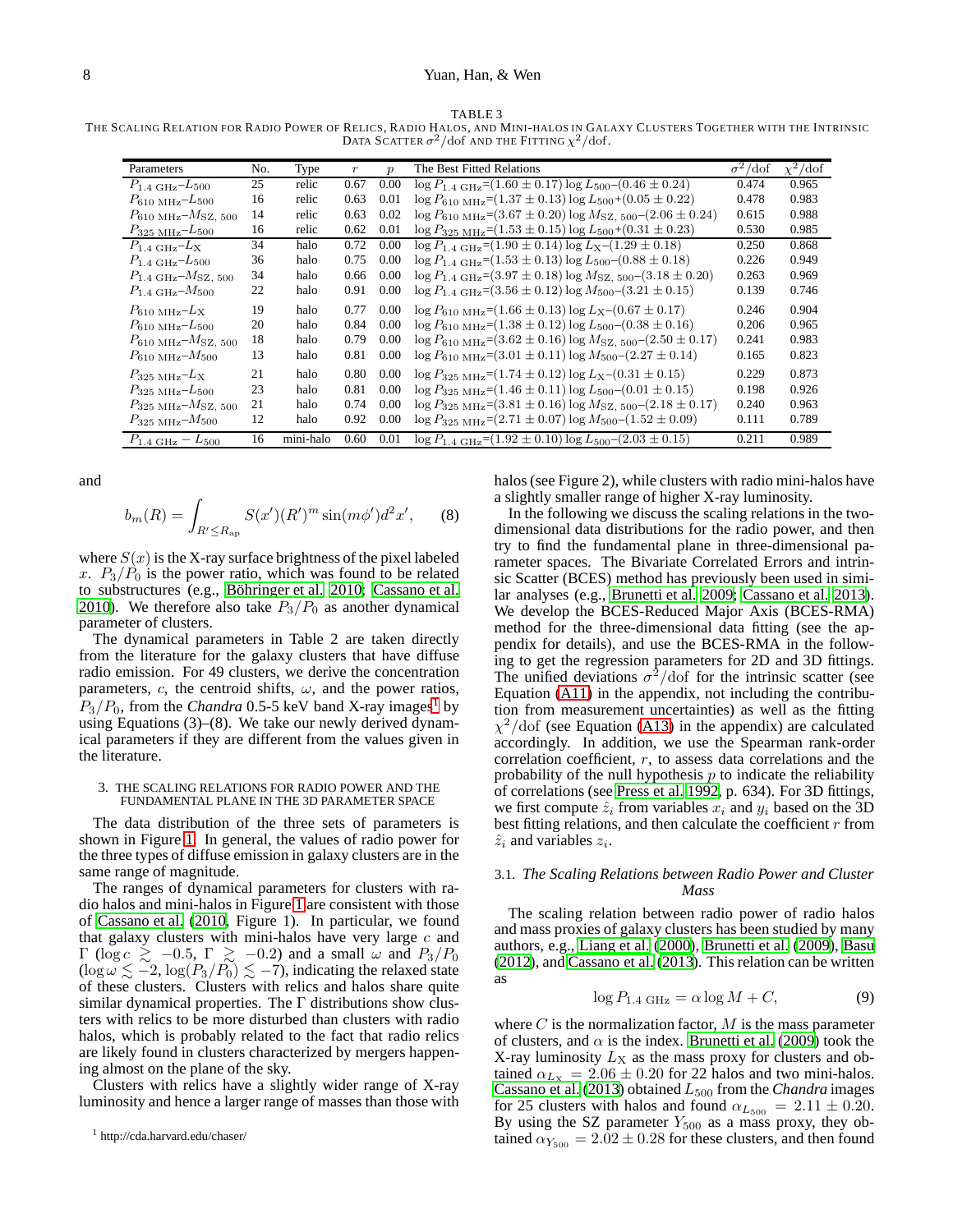TABLE 3
THE SCALING RELATION FOR RADIO POWER OF RELICS, RADIO HALOS, AND MINI-HALOS IN GALAXY CLUSTERS TOGETHER WITH THE INTRINSIC DATA SCATTER $\sigma^2$/dof AND THE FITTING $\chi^2$/dof.

| Parameters | No. | Type | $r$ | $p$ | The Best Fitted Relations | $\sigma^2$/dof | $\chi^2$/dof |
|---|---|---|---|---|---|---|---|
| $P_{1.4\ \rm GHz}$–$L_{500}$ | 25 | relic | 0.67 | 0.00 | $\log P_{1.4\ \rm GHz}$=$(1.60 \pm 0.17) \log L_{500}$–$(0.46 \pm 0.24)$ | 0.474 | 0.965 |
| $P_{610\ \rm MHz}$–$L_{500}$ | 16 | relic | 0.63 | 0.01 | $\log P_{610\ \rm MHz}$=$(1.37 \pm 0.13) \log L_{500}$+$(0.05 \pm 0.22)$ | 0.478 | 0.983 |
| $P_{610\ \rm MHz}$–$M_{\rm SZ,\ 500}$ | 14 | relic | 0.63 | 0.02 | $\log P_{610\ \rm MHz}$=$(3.67 \pm 0.20) \log M_{\rm SZ,\ 500}$–$(2.06 \pm 0.24)$ | 0.615 | 0.988 |
| $P_{325\ \rm MHz}$–$L_{500}$ | 16 | relic | 0.62 | 0.01 | $\log P_{325\ \rm MHz}$=$(1.53 \pm 0.15) \log L_{500}$+$(0.31 \pm 0.23)$ | 0.530 | 0.985 |
| $P_{1.4\ \rm GHz}$–$L_{\rm X}$ | 34 | halo | 0.72 | 0.00 | $\log P_{1.4\ \rm GHz}$=$(1.90 \pm 0.14) \log L_{\rm X}$–$(1.29 \pm 0.18)$ | 0.250 | 0.868 |
| $P_{1.4\ \rm GHz}$–$L_{500}$ | 36 | halo | 0.75 | 0.00 | $\log P_{1.4\ \rm GHz}$=$(1.53 \pm 0.13) \log L_{500}$–$(0.88 \pm 0.18)$ | 0.226 | 0.949 |
| $P_{1.4\ \rm GHz}$–$M_{\rm SZ,\ 500}$ | 34 | halo | 0.66 | 0.00 | $\log P_{1.4\ \rm GHz}$=$(3.97 \pm 0.18) \log M_{\rm SZ,\ 500}$–$(3.18 \pm 0.20)$ | 0.263 | 0.969 |
| $P_{1.4\ \rm GHz}$–$M_{500}$ | 22 | halo | 0.91 | 0.00 | $\log P_{1.4\ \rm GHz}$=$(3.56 \pm 0.12) \log M_{500}$–$(3.21 \pm 0.15)$ | 0.139 | 0.746 |
| $P_{610\ \rm MHz}$–$L_{\rm X}$ | 19 | halo | 0.77 | 0.00 | $\log P_{610\ \rm MHz}$=$(1.66 \pm 0.13) \log L_{\rm X}$–$(0.67 \pm 0.17)$ | 0.246 | 0.904 |
| $P_{610\ \rm MHz}$–$L_{500}$ | 20 | halo | 0.84 | 0.00 | $\log P_{610\ \rm MHz}$=$(1.38 \pm 0.12) \log L_{500}$–$(0.38 \pm 0.16)$ | 0.206 | 0.965 |
| $P_{610\ \rm MHz}$–$M_{\rm SZ,\ 500}$ | 18 | halo | 0.79 | 0.00 | $\log P_{610\ \rm MHz}$=$(3.62 \pm 0.16) \log M_{\rm SZ,\ 500}$–$(2.50 \pm 0.17)$ | 0.241 | 0.983 |
| $P_{610\ \rm MHz}$–$M_{500}$ | 13 | halo | 0.81 | 0.00 | $\log P_{610\ \rm MHz}$=$(3.01 \pm 0.11) \log M_{500}$–$(2.27 \pm 0.14)$ | 0.165 | 0.823 |
| $P_{325\ \rm MHz}$–$L_{\rm X}$ | 21 | halo | 0.80 | 0.00 | $\log P_{325\ \rm MHz}$=$(1.74 \pm 0.12) \log L_{\rm X}$–$(0.31 \pm 0.15)$ | 0.229 | 0.873 |
| $P_{325\ \rm MHz}$–$L_{500}$ | 23 | halo | 0.81 | 0.00 | $\log P_{325\ \rm MHz}$=$(1.46 \pm 0.11) \log L_{500}$–$(0.01 \pm 0.15)$ | 0.198 | 0.926 |
| $P_{325\ \rm MHz}$–$M_{\rm SZ,\ 500}$ | 21 | halo | 0.74 | 0.00 | $\log P_{325\ \rm MHz}$=$(3.81 \pm 0.16) \log M_{\rm SZ,\ 500}$–$(2.18 \pm 0.17)$ | 0.240 | 0.963 |
| $P_{325\ \rm MHz}$–$M_{500}$ | 12 | halo | 0.92 | 0.00 | $\log P_{325\ \rm MHz}$=$(2.71 \pm 0.07) \log M_{500}$–$(1.52 \pm 0.09)$ | 0.111 | 0.789 |
| $P_{1.4\ \rm GHz} - L_{500}$ | 16 | mini-halo | 0.60 | 0.01 | $\log P_{1.4\ \rm GHz}$=$(1.92 \pm 0.10) \log L_{500}$–$(2.03 \pm 0.15)$ | 0.211 | 0.989 |

and

$$b_m(R) = \int_{R' \le R_{\rm ap}} S(x')(R')^m \sin(m\phi') d^2x', \qquad (8)$$

where $S(x)$ is the X-ray surface brightness of the pixel labeled $x$. $P_3/P_0$ is the power ratio, which was found to be related to substructures (e.g., Böhringer et al. 2010; Cassano et al. 2010). We therefore also take $P_3/P_0$ as another dynamical parameter of clusters.

The dynamical parameters in Table 2 are taken directly from the literature for the galaxy clusters that have diffuse radio emission. For 49 clusters, we derive the concentration parameters, $c$, the centroid shifts, $\omega$, and the power ratios, $P_3/P_0$, from the *Chandra* 0.5-5 keV band X-ray images[1] by using Equations (3)–(8). We take our newly derived dynamical parameters if they are different from the values given in the literature.

## 3. THE SCALING RELATIONS FOR RADIO POWER AND THE FUNDAMENTAL PLANE IN THE 3D PARAMETER SPACE

The data distribution of the three sets of parameters is shown in Figure 1. In general, the values of radio power for the three types of diffuse emission in galaxy clusters are in the same range of magnitude.

The ranges of dynamical parameters for clusters with radio halos and mini-halos in Figure 1 are consistent with those of Cassano et al. (2010, Figure 1). In particular, we found that galaxy clusters with mini-halos have very large $c$ and $\Gamma$ ($\log c \gtrsim -0.5$, $\Gamma \gtrsim -0.2$) and a small $\omega$ and $P_3/P_0$ ($\log \omega \lesssim -2$, $\log(P_3/P_0) \lesssim -7$), indicating the relaxed state of these clusters. Clusters with relics and halos share quite similar dynamical properties. The $\Gamma$ distributions show clusters with relics to be more disturbed than clusters with radio halos, which is probably related to the fact that radio relics are likely found in clusters characterized by mergers happening almost on the plane of the sky.

Clusters with relics have a slightly wider range of X-ray luminosity and hence a larger range of masses than those with halos (see Figure 2), while clusters with radio mini-halos have a slightly smaller range of higher X-ray luminosity.

In the following we discuss the scaling relations in the two-dimensional data distributions for the radio power, and then try to find the fundamental plane in three-dimensional parameter spaces. The Bivariate Correlated Errors and intrinsic Scatter (BCES) method has previously been used in similar analyses (e.g., Brunetti et al. 2009; Cassano et al. 2013). We develop the BCES-Reduced Major Axis (BCES-RMA) method for the three-dimensional data fitting (see the appendix for details), and use the BCES-RMA in the following to get the regression parameters for 2D and 3D fittings. The unified deviations $\sigma^2$/dof for the intrinsic scatter (see Equation (A11) in the appendix, not including the contribution from measurement uncertainties) as well as the fitting $\chi^2$/dof (see Equation (A13) in the appendix) are calculated accordingly. In addition, we use the Spearman rank-order correlation coefficient, $r$, to assess data correlations and the probability of the null hypothesis $p$ to indicate the reliability of correlations (see Press et al. 1992, p. 634). For 3D fittings, we first compute $\hat{z}_i$ from variables $x_i$ and $y_i$ based on the 3D best fitting relations, and then calculate the coefficient $r$ from $\hat{z}_i$ and variables $z_i$.

### 3.1. *The Scaling Relations between Radio Power and Cluster Mass*

The scaling relation between radio power of radio halos and mass proxies of galaxy clusters has been studied by many authors, e.g., Liang et al. (2000), Brunetti et al. (2009), Basu (2012), and Cassano et al. (2013). This relation can be written as

$$\log P_{1.4\ \rm GHz} = \alpha \log M + C, \qquad (9)$$

where $C$ is the normalization factor, $M$ is the mass parameter of clusters, and $\alpha$ is the index. Brunetti et al. (2009) took the X-ray luminosity $L_{\rm X}$ as the mass proxy for clusters and obtained $\alpha_{L_{\rm X}} = 2.06 \pm 0.20$ for 22 halos and two mini-halos. Cassano et al. (2013) obtained $L_{500}$ from the *Chandra* images for 25 clusters with halos and found $\alpha_{L_{500}} = 2.11 \pm 0.20$. By using the SZ parameter $Y_{500}$ as a mass proxy, they obtained $\alpha_{Y_{500}} = 2.02 \pm 0.28$ for these clusters, and then found

[1] http://cda.harvard.edu/chaser/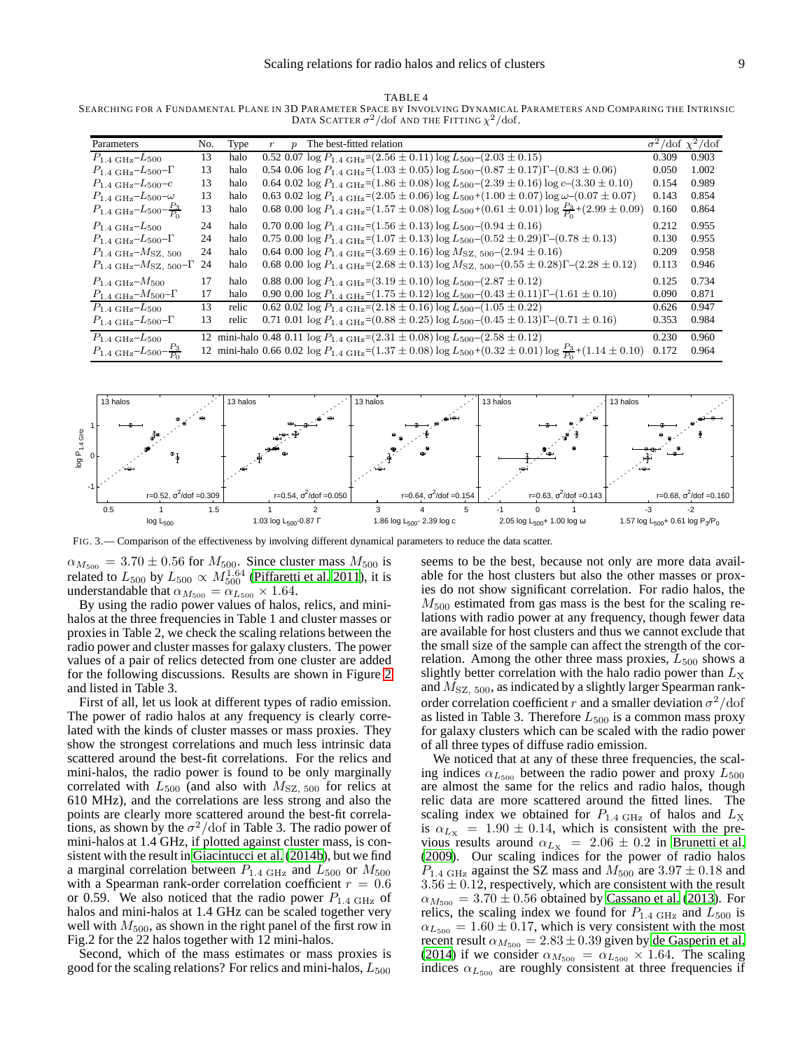TABLE 4
SEARCHING FOR A FUNDAMENTAL PLANE IN 3D PARAMETER SPACE BY INVOLVING DYNAMICAL PARAMETERS AND COMPARING THE INTRINSIC DATA SCATTER $\sigma^2$/dof AND THE FITTING $\chi^2$/dof.

| Parameters | No. | Type | $r$ | $p$ | The best-fitted relation | $\sigma^2$/dof | $\chi^2$/dof |
|---|---|---|---|---|---|---|---|
| $P_{1.4\ \rm GHz}$–$L_{500}$ | 13 | halo | 0.52 | 0.07 | $\log P_{1.4\ \rm GHz}$=$(2.56 \pm 0.11) \log L_{500}$–$(2.03 \pm 0.15)$ | 0.309 | 0.903 |
| $P_{1.4\ \rm GHz}$–$L_{500}$–$\Gamma$ | 13 | halo | 0.54 | 0.06 | $\log P_{1.4\ \rm GHz}$=$(1.03 \pm 0.05) \log L_{500}$–$(0.87 \pm 0.17)\Gamma$–$(0.83 \pm 0.06)$ | 0.050 | 1.002 |
| $P_{1.4\ \rm GHz}$–$L_{500}$–$c$ | 13 | halo | 0.64 | 0.02 | $\log P_{1.4\ \rm GHz}$=$(1.86 \pm 0.08) \log L_{500}$–$(2.39 \pm 0.16) \log c$–$(3.30 \pm 0.10)$ | 0.154 | 0.989 |
| $P_{1.4\ \rm GHz}$–$L_{500}$–$\omega$ | 13 | halo | 0.63 | 0.02 | $\log P_{1.4\ \rm GHz}$=$(2.05 \pm 0.06) \log L_{500}$+$(1.00 \pm 0.07) \log \omega$–$(0.07 \pm 0.07)$ | 0.143 | 0.854 |
| $P_{1.4\ \rm GHz}$–$L_{500}$–$\frac{P_3}{P_0}$ | 13 | halo | 0.68 | 0.00 | $\log P_{1.4\ \rm GHz}$=$(1.57 \pm 0.08) \log L_{500}$+$(0.61 \pm 0.01) \log \frac{P_3}{P_0}$+$(2.99 \pm 0.09)$ | 0.160 | 0.864 |
| $P_{1.4\ \rm GHz}$–$L_{500}$ | 24 | halo | 0.70 | 0.00 | $\log P_{1.4\ \rm GHz}$=$(1.56 \pm 0.13) \log L_{500}$–$(0.94 \pm 0.16)$ | 0.212 | 0.955 |
| $P_{1.4\ \rm GHz}$–$L_{500}$–$\Gamma$ | 24 | halo | 0.75 | 0.00 | $\log P_{1.4\ \rm GHz}$=$(1.07 \pm 0.13) \log L_{500}$–$(0.52 \pm 0.29)\Gamma$–$(0.78 \pm 0.13)$ | 0.130 | 0.955 |
| $P_{1.4\ \rm GHz}$–$M_{\rm SZ,\ 500}$ | 24 | halo | 0.64 | 0.00 | $\log P_{1.4\ \rm GHz}$=$(3.69 \pm 0.16) \log M_{\rm SZ,\ 500}$–$(2.94 \pm 0.16)$ | 0.209 | 0.958 |
| $P_{1.4\ \rm GHz}$–$M_{\rm SZ,\ 500}$–$\Gamma$ | 24 | halo | 0.68 | 0.00 | $\log P_{1.4\ \rm GHz}$=$(2.68 \pm 0.13) \log M_{\rm SZ,\ 500}$–$(0.55 \pm 0.28)\Gamma$–$(2.28 \pm 0.12)$ | 0.113 | 0.946 |
| $P_{1.4\ \rm GHz}$–$M_{500}$ | 17 | halo | 0.88 | 0.00 | $\log P_{1.4\ \rm GHz}$=$(3.19 \pm 0.10) \log L_{500}$–$(2.87 \pm 0.12)$ | 0.125 | 0.734 |
| $P_{1.4\ \rm GHz}$–$M_{500}$–$\Gamma$ | 17 | halo | 0.90 | 0.00 | $\log P_{1.4\ \rm GHz}$=$(1.75 \pm 0.12) \log L_{500}$–$(0.43 \pm 0.11)\Gamma$–$(1.61 \pm 0.10)$ | 0.090 | 0.871 |
| $P_{1.4\ \rm GHz}$–$L_{500}$ | 13 | relic | 0.62 | 0.02 | $\log P_{1.4\ \rm GHz}$=$(2.18 \pm 0.16) \log L_{500}$–$(1.05 \pm 0.22)$ | 0.626 | 0.947 |
| $P_{1.4\ \rm GHz}$–$L_{500}$–$\Gamma$ | 13 | relic | 0.71 | 0.01 | $\log P_{1.4\ \rm GHz}$=$(0.88 \pm 0.25) \log L_{500}$–$(0.45 \pm 0.13)\Gamma$–$(0.71 \pm 0.16)$ | 0.353 | 0.984 |
| $P_{1.4\ \rm GHz}$–$L_{500}$ | 12 | mini-halo | 0.48 | 0.11 | $\log P_{1.4\ \rm GHz}$=$(2.31 \pm 0.08) \log L_{500}$–$(2.58 \pm 0.12)$ | 0.230 | 0.960 |
| $P_{1.4\ \rm GHz}$–$L_{500}$–$\frac{P_3}{P_0}$ | 12 | mini-halo | 0.66 | 0.02 | $\log P_{1.4\ \rm GHz}$=$(1.37 \pm 0.08) \log L_{500}$+$(0.32 \pm 0.01) \log \frac{P_3}{P_0}$+$(1.14 \pm 0.10)$ | 0.172 | 0.964 |

FIG. 3.— Comparison of the effectiveness by involving different dynamical parameters to reduce the data scatter.

$\alpha_{M_{500}} = 3.70 \pm 0.56$ for $M_{500}$. Since cluster mass $M_{500}$ is related to $L_{500}$ by $L_{500} \propto M_{500}^{1.64}$ (Piffaretti et al. 2011), it is understandable that $\alpha_{M_{500}} = \alpha_{L_{500}} \times 1.64$.

By using the radio power values of halos, relics, and mini-halos at the three frequencies in Table 1 and cluster masses or proxies in Table 2, we check the scaling relations between the radio power and cluster masses for galaxy clusters. The power values of a pair of relics detected from one cluster are added for the following discussions. Results are shown in Figure 2 and listed in Table 3.

First of all, let us look at different types of radio emission. The power of radio halos at any frequency is clearly correlated with the kinds of cluster masses or mass proxies. They show the strongest correlations and much less intrinsic data scattered around the best-fit correlations. For the relics and mini-halos, the radio power is found to be only marginally correlated with $L_{500}$ (and also with $M_{\rm SZ,\ 500}$ for relics at 610 MHz), and the correlations are less strong and also the points are clearly more scattered around the best-fit correlations, as shown by the $\sigma^2$/dof in Table 3. The radio power of mini-halos at 1.4 GHz, if plotted against cluster mass, is consistent with the result in Giacintucci et al. (2014b), but we find a marginal correlation between $P_{1.4\ \rm GHz}$ and $L_{500}$ or $M_{500}$ with a Spearman rank-order correlation coefficient $r = 0.6$ or 0.59. We also noticed that the radio power $P_{1.4\ \rm GHz}$ of halos and mini-halos at 1.4 GHz can be scaled together very well with $M_{500}$, as shown in the right panel of the first row in Fig.2 for the 22 halos together with 12 mini-halos.

Second, which of the mass estimates or mass proxies is good for the scaling relations? For relics and mini-halos, $L_{500}$ seems to be the best, because not only are more data available for the host clusters but also the other masses or proxies do not show significant correlation. For radio halos, the $M_{500}$ estimated from gas mass is the best for the scaling relations with radio power at any frequency, though fewer data are available for host clusters and thus we cannot exclude that the small size of the sample can affect the strength of the correlation. Among the other three mass proxies, $L_{500}$ shows a slightly better correlation with the halo radio power than $L_{\rm X}$ and $M_{\rm SZ,\ 500}$, as indicated by a slightly larger Spearman rank-order correlation coefficient $r$ and a smaller deviation $\sigma^2$/dof as listed in Table 3. Therefore $L_{500}$ is a common mass proxy for galaxy clusters which can be scaled with the radio power of all three types of diffuse radio emission.

We noticed that at any of these three frequencies, the scaling indices $\alpha_{L_{500}}$ between the radio power and proxy $L_{500}$ are almost the same for the relics and radio halos, though relic data are more scattered around the fitted lines. The scaling index we obtained for $P_{1.4\ \rm GHz}$ of halos and $L_{\rm X}$ is $\alpha_{L_{\rm X}} = 1.90 \pm 0.14$, which is consistent with the previous results around $\alpha_{L_{\rm X}} = 2.06 \pm 0.2$ in Brunetti et al. (2009). Our scaling indices for the power of radio halos $P_{1.4\ \rm GHz}$ against the SZ mass and $M_{500}$ are $3.97 \pm 0.18$ and $3.56 \pm 0.12$, respectively, which are consistent with the result $\alpha_{M_{500}} = 3.70 \pm 0.56$ obtained by Cassano et al. (2013). For relics, the scaling index we found for $P_{1.4\ \rm GHz}$ and $L_{500}$ is $\alpha_{L_{500}} = 1.60 \pm 0.17$, which is very consistent with the most recent result $\alpha_{M_{500}} = 2.83 \pm 0.39$ given by de Gasperin et al. (2014) if we consider $\alpha_{M_{500}} = \alpha_{L_{500}} \times 1.64$. The scaling indices $\alpha_{L_{500}}$ are roughly consistent at three frequencies if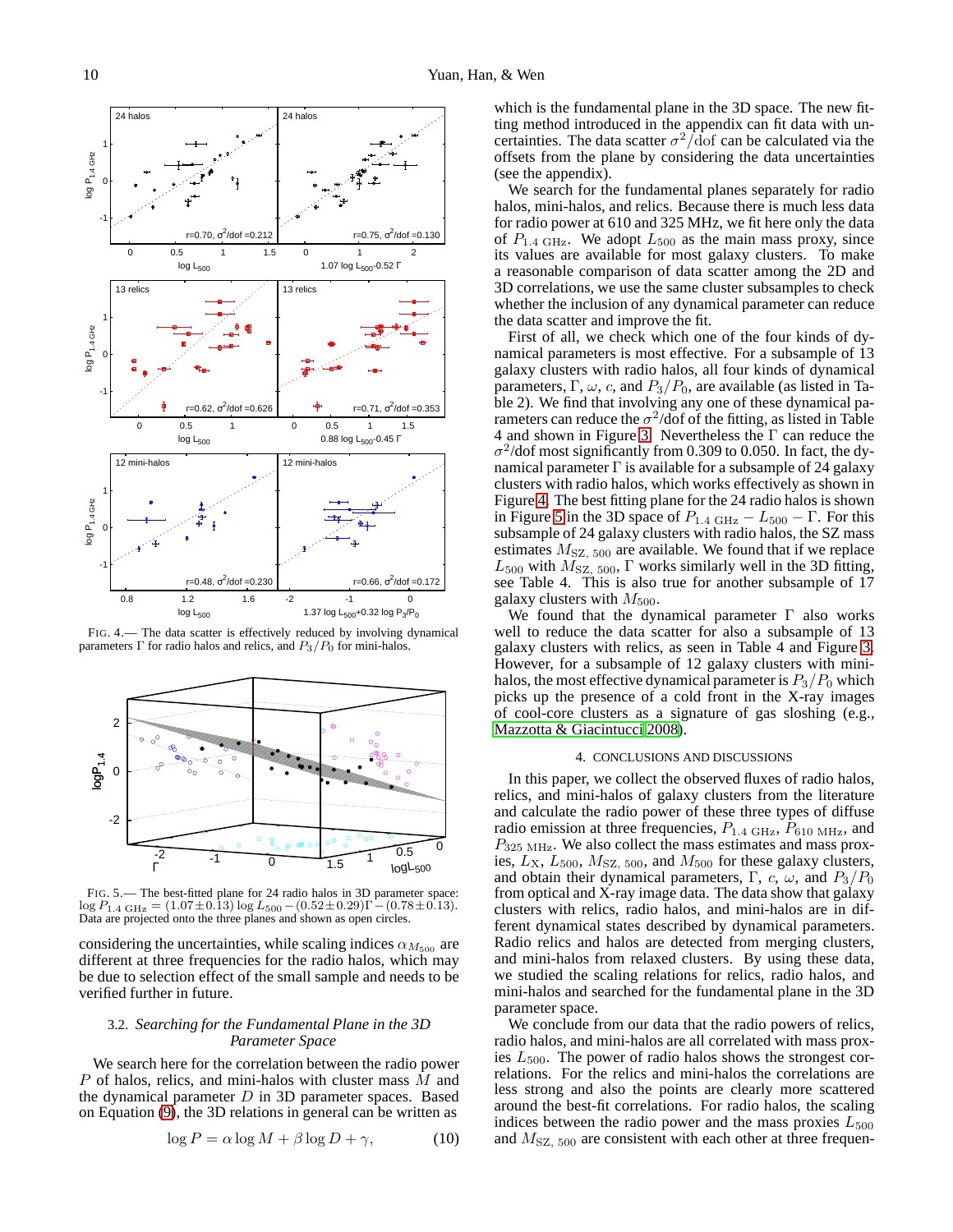FIG. 4.— The data scatter is effectively reduced by involving dynamical parameters Γ for radio halos and relics, and $P_3/P_0$ for mini-halos.

FIG. 5.— The best-fitted plane for 24 radio halos in 3D parameter space: $\log P_{1.4\ \rm GHz} = (1.07{\pm}0.13) \log L_{500} - (0.52{\pm}0.29)\Gamma - (0.78{\pm}0.13)$. Data are projected onto the three planes and shown as open circles.

considering the uncertainties, while scaling indices $\alpha_{M_{500}}$ are different at three frequencies for the radio halos, which may be due to selection effect of the small sample and needs to be verified further in future.

### 3.2. *Searching for the Fundamental Plane in the 3D Parameter Space*

We search here for the correlation between the radio power $P$ of halos, relics, and mini-halos with cluster mass $M$ and the dynamical parameter $D$ in 3D parameter spaces. Based on Equation (9), the 3D relations in general can be written as

$$\log P = \alpha \log M + \beta \log D + \gamma, \tag{10}$$

which is the fundamental plane in the 3D space. The new fitting method introduced in the appendix can fit data with uncertainties. The data scatter $\sigma^2/\rm dof$ can be calculated via the offsets from the plane by considering the data uncertainties (see the appendix).

We search for the fundamental planes separately for radio halos, mini-halos, and relics. Because there is much less data for radio power at 610 and 325 MHz, we fit here only the data of $P_{1.4\ \rm GHz}$. We adopt $L_{500}$ as the main mass proxy, since its values are available for most galaxy clusters. To make a reasonable comparison of data scatter among the 2D and 3D correlations, we use the same cluster subsamples to check whether the inclusion of any dynamical parameter can reduce the data scatter and improve the fit.

First of all, we check which one of the four kinds of dynamical parameters is most effective. For a subsample of 13 galaxy clusters with radio halos, all four kinds of dynamical parameters, Γ, ω, $c$, and $P_3/P_0$, are available (as listed in Table 2). We find that involving any one of these dynamical parameters can reduce the $\sigma^2$/dof of the fitting, as listed in Table 4 and shown in Figure 3. Nevertheless the Γ can reduce the $\sigma^2$/dof most significantly from 0.309 to 0.050. In fact, the dynamical parameter Γ is available for a subsample of 24 galaxy clusters with radio halos, which works effectively as shown in Figure 4. The best fitting plane for the 24 radio halos is shown in Figure 5 in the 3D space of $P_{1.4\ \rm GHz} - L_{500} - \Gamma$. For this subsample of 24 galaxy clusters with radio halos, the SZ mass estimates $M_{\rm SZ,\ 500}$ are available. We found that if we replace $L_{500}$ with $M_{\rm SZ,\ 500}$, Γ works similarly well in the 3D fitting, see Table 4. This is also true for another subsample of 17 galaxy clusters with $M_{500}$.

We found that the dynamical parameter Γ also works well to reduce the data scatter for also a subsample of 13 galaxy clusters with relics, as seen in Table 4 and Figure 3. However, for a subsample of 12 galaxy clusters with mini-halos, the most effective dynamical parameter is $P_3/P_0$ which picks up the presence of a cold front in the X-ray images of cool-core clusters as a signature of gas sloshing (e.g., Mazzotta & Giacintucci 2008).

## 4. CONCLUSIONS AND DISCUSSIONS

In this paper, we collect the observed fluxes of radio halos, relics, and mini-halos of galaxy clusters from the literature and calculate the radio power of these three types of diffuse radio emission at three frequencies, $P_{1.4\ \rm GHz}$, $P_{610\ \rm MHz}$, and $P_{325\ \rm MHz}$. We also collect the mass estimates and mass proxies, $L_{\rm X}$, $L_{500}$, $M_{\rm SZ,\ 500}$, and $M_{500}$ for these galaxy clusters, and obtain their dynamical parameters, Γ, $c$, ω, and $P_3/P_0$ from optical and X-ray image data. The data show that galaxy clusters with relics, radio halos, and mini-halos are in different dynamical states described by dynamical parameters. Radio relics and halos are detected from merging clusters, and mini-halos from relaxed clusters. By using these data, we studied the scaling relations for relics, radio halos, and mini-halos and searched for the fundamental plane in the 3D parameter space.

We conclude from our data that the radio powers of relics, radio halos, and mini-halos are all correlated with mass proxies $L_{500}$. The power of radio halos shows the strongest correlations. For the relics and mini-halos the correlations are less strong and also the points are clearly more scattered around the best-fit correlations. For radio halos, the scaling indices between the radio power and the mass proxies $L_{500}$ and $M_{\rm SZ,\ 500}$ are consistent with each other at three frequen-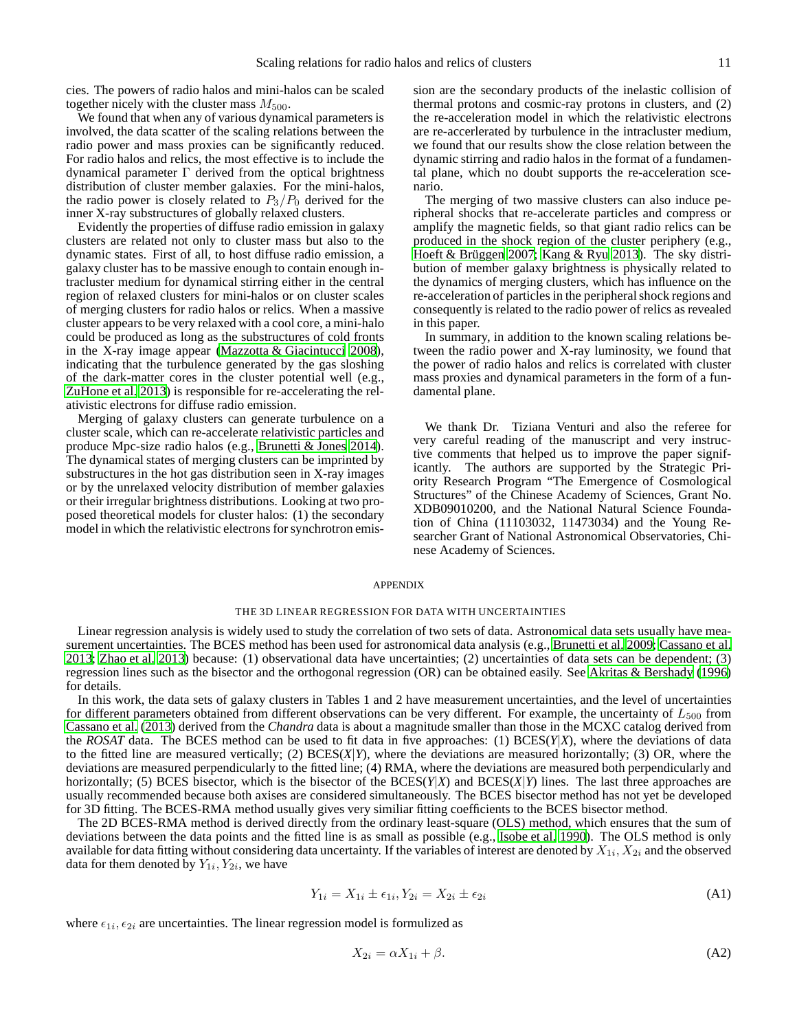cies. The powers of radio halos and mini-halos can be scaled together nicely with the cluster mass $M_{500}$.

We found that when any of various dynamical parameters is involved, the data scatter of the scaling relations between the radio power and mass proxies can be significantly reduced. For radio halos and relics, the most effective is to include the dynamical parameter $\Gamma$ derived from the optical brightness distribution of cluster member galaxies. For the mini-halos, the radio power is closely related to $P_3/P_0$ derived for the inner X-ray substructures of globally relaxed clusters.

Evidently the properties of diffuse radio emission in galaxy clusters are related not only to cluster mass but also to the dynamic states. First of all, to host diffuse radio emission, a galaxy cluster has to be massive enough to contain enough intracluster medium for dynamical stirring either in the central region of relaxed clusters for mini-halos or on cluster scales of merging clusters for radio halos or relics. When a massive cluster appears to be very relaxed with a cool core, a mini-halo could be produced as long as the substructures of cold fronts in the X-ray image appear (Mazzotta & Giacintucci 2008), indicating that the turbulence generated by the gas sloshing of the dark-matter cores in the cluster potential well (e.g., ZuHone et al. 2013) is responsible for re-accelerating the relativistic electrons for diffuse radio emission.

Merging of galaxy clusters can generate turbulence on a cluster scale, which can re-accelerate relativistic particles and produce Mpc-size radio halos (e.g., Brunetti & Jones 2014). The dynamical states of merging clusters can be imprinted by substructures in the hot gas distribution seen in X-ray images or by the unrelaxed velocity distribution of member galaxies or their irregular brightness distributions. Looking at two proposed theoretical models for cluster halos: (1) the secondary model in which the relativistic electrons for synchrotron emission are the secondary products of the inelastic collision of thermal protons and cosmic-ray protons in clusters, and (2) the re-acceleration model in which the relativistic electrons are re-accerlerated by turbulence in the intracluster medium, we found that our results show the close relation between the dynamic stirring and radio halos in the format of a fundamental plane, which no doubt supports the re-acceleration scenario.

The merging of two massive clusters can also induce peripheral shocks that re-accelerate particles and compress or amplify the magnetic fields, so that giant radio relics can be produced in the shock region of the cluster periphery (e.g., Hoeft & Brüggen 2007; Kang & Ryu 2013). The sky distribution of member galaxy brightness is physically related to the dynamics of merging clusters, which has influence on the re-acceleration of particles in the peripheral shock regions and consequently is related to the radio power of relics as revealed in this paper.

In summary, in addition to the known scaling relations between the radio power and X-ray luminosity, we found that the power of radio halos and relics is correlated with cluster mass proxies and dynamical parameters in the form of a fundamental plane.

We thank Dr. Tiziana Venturi and also the referee for very careful reading of the manuscript and very instructive comments that helped us to improve the paper significantly. The authors are supported by the Strategic Priority Research Program "The Emergence of Cosmological Structures" of the Chinese Academy of Sciences, Grant No. XDB09010200, and the National Natural Science Foundation of China (11103032, 11473034) and the Young Researcher Grant of National Astronomical Observatories, Chinese Academy of Sciences.

## APPENDIX

### THE 3D LINEAR REGRESSION FOR DATA WITH UNCERTAINTIES

Linear regression analysis is widely used to study the correlation of two sets of data. Astronomical data sets usually have measurement uncertainties. The BCES method has been used for astronomical data analysis (e.g., Brunetti et al. 2009; Cassano et al. 2013; Zhao et al. 2013) because: (1) observational data have uncertainties; (2) uncertainties of data sets can be dependent; (3) regression lines such as the bisector and the orthogonal regression (OR) can be obtained easily. See Akritas & Bershady (1996) for details.

In this work, the data sets of galaxy clusters in Tables 1 and 2 have measurement uncertainties, and the level of uncertainties for different parameters obtained from different observations can be very different. For example, the uncertainty of $L_{500}$ from Cassano et al. (2013) derived from the *Chandra* data is about a magnitude smaller than those in the MCXC catalog derived from the *ROSAT* data. The BCES method can be used to fit data in five approaches: (1) BCES($Y|X$), where the deviations of data to the fitted line are measured vertically; (2) BCES($X|Y$), where the deviations are measured horizontally; (3) OR, where the deviations are measured perpendicularly to the fitted line; (4) RMA, where the deviations are measured both perpendicularly and horizontally; (5) BCES bisector, which is the bisector of the BCES($Y|X$) and BCES($X|Y$) lines. The last three approaches are usually recommended because both axises are considered simultaneously. The BCES bisector method has not yet be developed for 3D fitting. The BCES-RMA method usually gives very similiar fitting coefficients to the BCES bisector method.

The 2D BCES-RMA method is derived directly from the ordinary least-square (OLS) method, which ensures that the sum of deviations between the data points and the fitted line is as small as possible (e.g., Isobe et al. 1990). The OLS method is only available for data fitting without considering data uncertainty. If the variables of interest are denoted by $X_{1i}, X_{2i}$ and the observed data for them denoted by $Y_{1i}, Y_{2i}$, we have

$$Y_{1i} = X_{1i} \pm \epsilon_{1i}, Y_{2i} = X_{2i} \pm \epsilon_{2i} \tag{A1}$$

where $\epsilon_{1i}, \epsilon_{2i}$ are uncertainties. The linear regression model is formulized as

$$X_{2i} = \alpha X_{1i} + \beta. \tag{A2}$$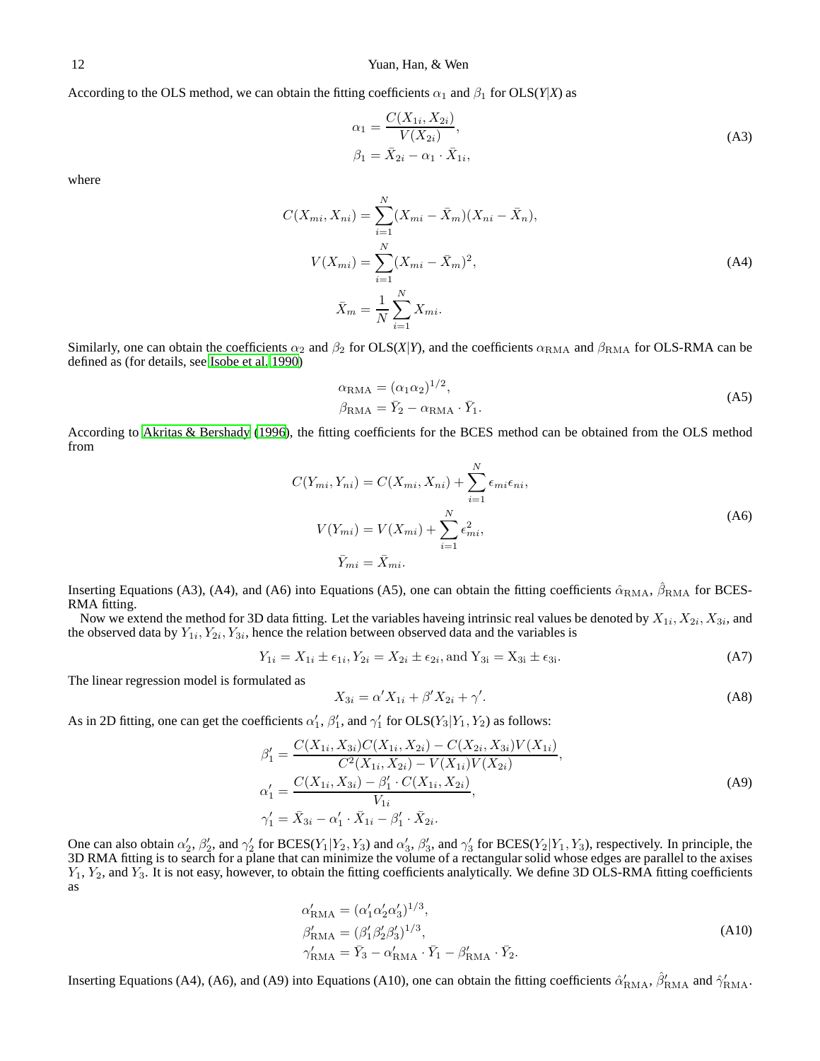According to the OLS method, we can obtain the fitting coefficients $\alpha_1$ and $\beta_1$ for OLS($Y|X$) as

$$
\begin{aligned}
\alpha_1 &= \frac{C(X_{1i}, X_{2i})}{V(X_{2i})}, \\
\beta_1 &= \bar{X}_{2i} - \alpha_1 \cdot \bar{X}_{1i},
\end{aligned}
\tag{A3}
$$

where

$$
\begin{aligned}
C(X_{mi}, X_{ni}) &= \sum_{i=1}^{N} (X_{mi} - \bar{X}_m)(X_{ni} - \bar{X}_n), \\
V(X_{mi}) &= \sum_{i=1}^{N} (X_{mi} - \bar{X}_m)^2, \\
\bar{X}_m &= \frac{1}{N} \sum_{i=1}^{N} X_{mi}.
\end{aligned}
\tag{A4}
$$

Similarly, one can obtain the coefficients $\alpha_2$ and $\beta_2$ for OLS($X|Y$), and the coefficients $\alpha_{\rm RMA}$ and $\beta_{\rm RMA}$ for OLS-RMA can be defined as (for details, see Isobe et al. 1990)

$$
\begin{aligned}
\alpha_{\rm RMA} &= (\alpha_1 \alpha_2)^{1/2}, \\
\beta_{\rm RMA} &= \bar{Y}_2 - \alpha_{\rm RMA} \cdot \bar{Y}_1.
\end{aligned}
\tag{A5}
$$

According to Akritas & Bershady (1996), the fitting coefficients for the BCES method can be obtained from the OLS method from

$$
\begin{aligned}
C(Y_{mi}, Y_{ni}) &= C(X_{mi}, X_{ni}) + \sum_{i=1}^{N} \epsilon_{mi} \epsilon_{ni}, \\
V(Y_{mi}) &= V(X_{mi}) + \sum_{i=1}^{N} \epsilon_{mi}^2, \\
\bar{Y}_{mi} &= \bar{X}_{mi}.
\end{aligned}
\tag{A6}
$$

Inserting Equations (A3), (A4), and (A6) into Equations (A5), one can obtain the fitting coefficients $\hat{\alpha}_{\rm RMA}$, $\hat{\beta}_{\rm RMA}$ for BCES-RMA fitting.

Now we extend the method for 3D data fitting. Let the variables haveing intrinsic real values be denoted by $X_{1i}, X_{2i}, X_{3i}$, and the observed data by $Y_{1i}, Y_{2i}, Y_{3i}$, hence the relation between observed data and the variables is

$$
Y_{1i} = X_{1i} \pm \epsilon_{1i}, Y_{2i} = X_{2i} \pm \epsilon_{2i}, \text{and } \mathrm{Y_{3i} = X_{3i} \pm \epsilon_{3i}}. \tag{A7}
$$

The linear regression model is formulated as

$$
X_{3i} = \alpha' X_{1i} + \beta' X_{2i} + \gamma'. \tag{A8}
$$

As in 2D fitting, one can get the coefficients $\alpha'_1$, $\beta'_1$, and $\gamma'_1$ for OLS($Y_3|Y_1, Y_2$) as follows:

$$
\begin{aligned}
\beta'_1 &= \frac{C(X_{1i}, X_{3i}) C(X_{1i}, X_{2i}) - C(X_{2i}, X_{3i}) V(X_{1i})}{C^2(X_{1i}, X_{2i}) - V(X_{1i}) V(X_{2i})}, \\
\alpha'_1 &= \frac{C(X_{1i}, X_{3i}) - \beta'_1 \cdot C(X_{1i}, X_{2i})}{V_{1i}}, \\
\gamma'_1 &= \bar{X}_{3i} - \alpha'_1 \cdot \bar{X}_{1i} - \beta'_1 \cdot \bar{X}_{2i}.
\end{aligned}
\tag{A9}
$$

One can also obtain $\alpha'_2$, $\beta'_2$, and $\gamma'_2$ for BCES($Y_1|Y_2, Y_3$) and $\alpha'_3$, $\beta'_3$, and $\gamma'_3$ for BCES($Y_2|Y_1, Y_3$), respectively. In principle, the 3D RMA fitting is to search for a plane that can minimize the volume of a rectangular solid whose edges are parallel to the axises $Y_1$, $Y_2$, and $Y_3$. It is not easy, however, to obtain the fitting coefficients analytically. We define 3D OLS-RMA fitting coefficients as

$$
\begin{aligned}
\alpha'_{\rm RMA} &= (\alpha'_1 \alpha'_2 \alpha'_3)^{1/3}, \\
\beta'_{\rm RMA} &= (\beta'_1 \beta'_2 \beta'_3)^{1/3}, \\
\gamma'_{\rm RMA} &= \bar{Y}_3 - \alpha'_{\rm RMA} \cdot \bar{Y}_1 - \beta'_{\rm RMA} \cdot \bar{Y}_2.
\end{aligned}
\tag{A10}
$$

Inserting Equations (A4), (A6), and (A9) into Equations (A10), one can obtain the fitting coefficients $\hat{\alpha}'_{\rm RMA}$, $\hat{\beta}'_{\rm RMA}$ and $\hat{\gamma}'_{\rm RMA}$.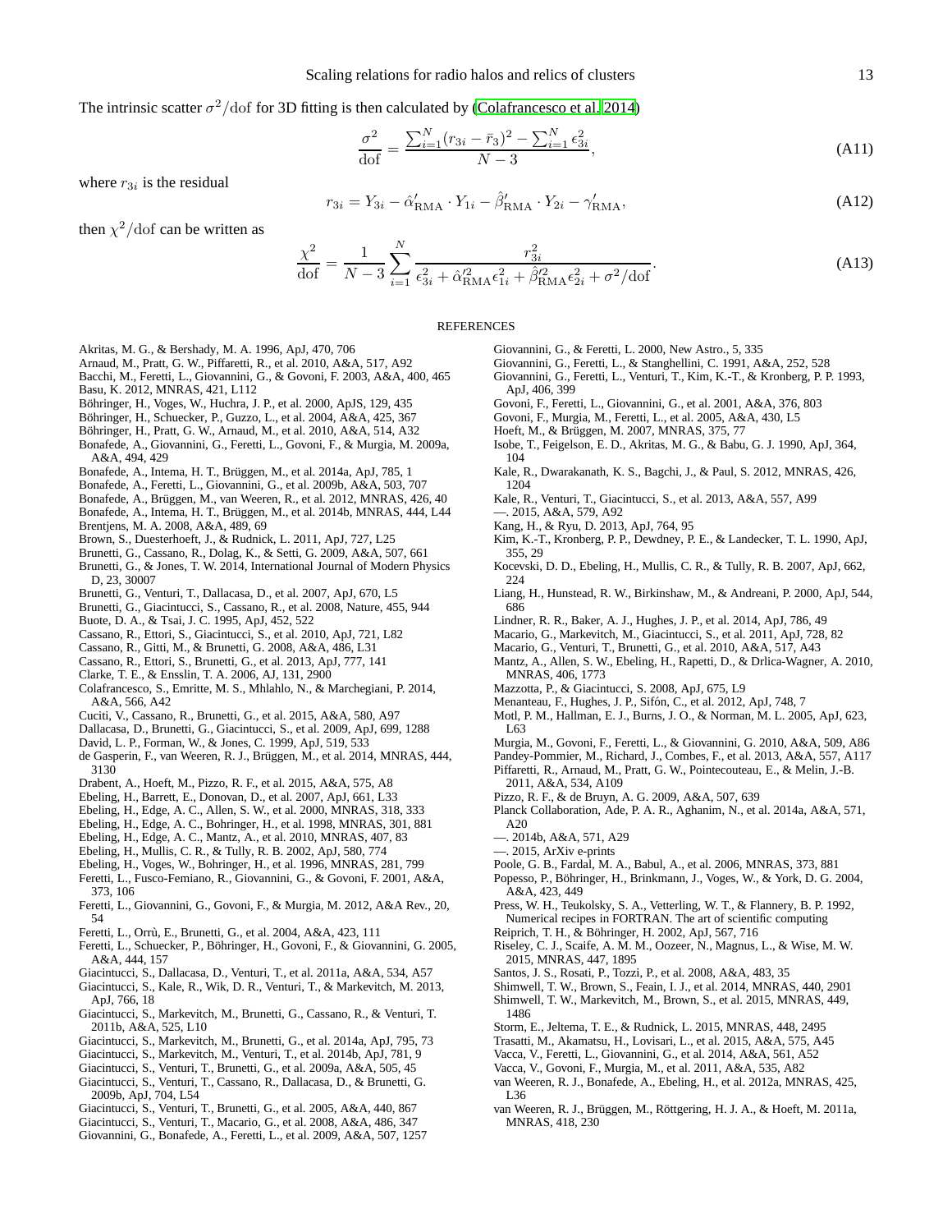The intrinsic scatter $\sigma^2/\mathrm{dof}$ for 3D fitting is then calculated by (Colafrancesco et al. 2014)

$$\frac{\sigma^2}{\mathrm{dof}} = \frac{\sum_{i=1}^{N}(r_{3i} - \bar{r}_3)^2 - \sum_{i=1}^{N}\epsilon_{3i}^2}{N-3}, \tag{A11}$$

where $r_{3i}$ is the residual

$$r_{3i} = Y_{3i} - \hat{\alpha}'_{\mathrm{RMA}} \cdot Y_{1i} - \hat{\beta}'_{\mathrm{RMA}} \cdot Y_{2i} - \gamma'_{\mathrm{RMA}}, \tag{A12}$$

then $\chi^2/\mathrm{dof}$ can be written as

$$\frac{\chi^2}{\mathrm{dof}} = \frac{1}{N-3}\sum_{i=1}^{N}\frac{r_{3i}^2}{\epsilon_{3i}^2 + \hat{\alpha}'^2_{\mathrm{RMA}}\epsilon_{1i}^2 + \hat{\beta}'^2_{\mathrm{RMA}}\epsilon_{2i}^2 + \sigma^2/\mathrm{dof}}. \tag{A13}$$

## REFERENCES

Akritas, M. G., & Bershady, M. A. 1996, ApJ, 470, 706
Arnaud, M., Pratt, G. W., Piffaretti, R., et al. 2010, A&A, 517, A92
Bacchi, M., Feretti, L., Giovannini, G., & Govoni, F. 2003, A&A, 400, 465
Basu, K. 2012, MNRAS, 421, L112
Böhringer, H., Voges, W., Huchra, J. P., et al. 2000, ApJS, 129, 435
Böhringer, H., Schuecker, P., Guzzo, L., et al. 2004, A&A, 425, 367
Böhringer, H., Pratt, G. W., Arnaud, M., et al. 2010, A&A, 514, A32
Bonafede, A., Giovannini, G., Feretti, L., Govoni, F., & Murgia, M. 2009a, A&A, 494, 429
Bonafede, A., Intema, H. T., Brüggen, M., et al. 2014a, ApJ, 785, 1
Bonafede, A., Feretti, L., Giovannini, G., et al. 2009b, A&A, 503, 707
Bonafede, A., Brüggen, M., van Weeren, R., et al. 2012, MNRAS, 426, 40
Bonafede, A., Intema, H. T., Brüggen, M., et al. 2014b, MNRAS, 444, L44
Brentjens, M. A. 2008, A&A, 489, 69
Brown, S., Duesterhoeft, J., & Rudnick, L. 2011, ApJ, 727, L25
Brunetti, G., Cassano, R., Dolag, K., & Setti, G. 2009, A&A, 507, 661
Brunetti, G., & Jones, T. W. 2014, International Journal of Modern Physics D, 23, 30007
Brunetti, G., Venturi, T., Dallacasa, D., et al. 2007, ApJ, 670, L5
Brunetti, G., Giacintucci, S., Cassano, R., et al. 2008, Nature, 455, 944
Buote, D. A., & Tsai, J. C. 1995, ApJ, 452, 522
Cassano, R., Ettori, S., Giacintucci, S., et al. 2010, ApJ, 721, L82
Cassano, R., Gitti, M., & Brunetti, G. 2008, A&A, 486, L31
Cassano, R., Ettori, S., Brunetti, G., et al. 2013, ApJ, 777, 141
Clarke, T. E., & Ensslin, T. A. 2006, AJ, 131, 2900
Colafrancesco, S., Emritte, M. S., Mhlahlo, N., & Marchegiani, P. 2014, A&A, 566, A42
Cuciti, V., Cassano, R., Brunetti, G., et al. 2015, A&A, 580, A97
Dallacasa, D., Brunetti, G., Giacintucci, S., et al. 2009, ApJ, 699, 1288
David, L. P., Forman, W., & Jones, C. 1999, ApJ, 519, 533
de Gasperin, F., van Weeren, R. J., Brüggen, M., et al. 2014, MNRAS, 444, 3130
Drabent, A., Hoeft, M., Pizzo, R. F., et al. 2015, A&A, 575, A8
Ebeling, H., Barrett, E., Donovan, D., et al. 2007, ApJ, 661, L33
Ebeling, H., Edge, A. C., Allen, S. W., et al. 2000, MNRAS, 318, 333
Ebeling, H., Edge, A. C., Bohringer, H., et al. 1998, MNRAS, 301, 881
Ebeling, H., Edge, A. C., Mantz, A., et al. 2010, MNRAS, 407, 83
Ebeling, H., Mullis, C. R., & Tully, R. B. 2002, ApJ, 580, 774
Ebeling, H., Voges, W., Bohringer, H., et al. 1996, MNRAS, 281, 799
Feretti, L., Fusco-Femiano, R., Giovannini, G., & Govoni, F. 2001, A&A, 373, 106
Feretti, L., Giovannini, G., Govoni, F., & Murgia, M. 2012, A&A Rev., 20, 54
Feretti, L., Orrù, E., Brunetti, G., et al. 2004, A&A, 423, 111
Feretti, L., Schuecker, P., Böhringer, H., Govoni, F., & Giovannini, G. 2005, A&A, 444, 157
Giacintucci, S., Dallacasa, D., Venturi, T., et al. 2011a, A&A, 534, A57
Giacintucci, S., Kale, R., Wik, D. R., Venturi, T., & Markevitch, M. 2013, ApJ, 766, 18
Giacintucci, S., Markevitch, M., Brunetti, G., Cassano, R., & Venturi, T. 2011b, A&A, 525, L10
Giacintucci, S., Markevitch, M., Brunetti, G., et al. 2014a, ApJ, 795, 73
Giacintucci, S., Markevitch, M., Venturi, T., et al. 2014b, ApJ, 781, 9
Giacintucci, S., Venturi, T., Brunetti, G., et al. 2009a, A&A, 505, 45
Giacintucci, S., Venturi, T., Cassano, R., Dallacasa, D., & Brunetti, G. 2009b, ApJ, 704, L54
Giacintucci, S., Venturi, T., Brunetti, G., et al. 2005, A&A, 440, 867
Giacintucci, S., Venturi, T., Macario, G., et al. 2008, A&A, 486, 347
Giovannini, G., Bonafede, A., Feretti, L., et al. 2009, A&A, 507, 1257
Giovannini, G., & Feretti, L. 2000, New Astro., 5, 335
Giovannini, G., Feretti, L., & Stanghellini, C. 1991, A&A, 252, 528
Giovannini, G., Feretti, L., Venturi, T., Kim, K.-T., & Kronberg, P. P. 1993, ApJ, 406, 399
Govoni, F., Feretti, L., Giovannini, G., et al. 2001, A&A, 376, 803
Govoni, F., Murgia, M., Feretti, L., et al. 2005, A&A, 430, L5
Hoeft, M., & Brüggen, M. 2007, MNRAS, 375, 77
Isobe, T., Feigelson, E. D., Akritas, M. G., & Babu, G. J. 1990, ApJ, 364, 104
Kale, R., Dwarakanath, K. S., Bagchi, J., & Paul, S. 2012, MNRAS, 426, 1204
Kale, R., Venturi, T., Giacintucci, S., et al. 2013, A&A, 557, A99
—. 2015, A&A, 579, A92
Kang, H., & Ryu, D. 2013, ApJ, 764, 95
Kim, K.-T., Kronberg, P. P., Dewdney, P. E., & Landecker, T. L. 1990, ApJ, 355, 29
Kocevski, D. D., Ebeling, H., Mullis, C. R., & Tully, R. B. 2007, ApJ, 662, 224
Liang, H., Hunstead, R. W., Birkinshaw, M., & Andreani, P. 2000, ApJ, 544, 686
Lindner, R. R., Baker, A. J., Hughes, J. P., et al. 2014, ApJ, 786, 49
Macario, G., Markevitch, M., Giacintucci, S., et al. 2011, ApJ, 728, 82
Macario, G., Venturi, T., Brunetti, G., et al. 2010, A&A, 517, A43
Mantz, A., Allen, S. W., Ebeling, H., Rapetti, D., & Drlica-Wagner, A. 2010, MNRAS, 406, 1773
Mazzotta, P., & Giacintucci, S. 2008, ApJ, 675, L9
Menanteau, F., Hughes, J. P., Sifón, C., et al. 2012, ApJ, 748, 7
Motl, P. M., Hallman, E. J., Burns, J. O., & Norman, M. L. 2005, ApJ, 623, L63
Murgia, M., Govoni, F., Feretti, L., & Giovannini, G. 2010, A&A, 509, A86
Pandey-Pommier, M., Richard, J., Combes, F., et al. 2013, A&A, 557, A117
Piffaretti, R., Arnaud, M., Pratt, G. W., Pointecouteau, E., & Melin, J.-B. 2011, A&A, 534, A109
Pizzo, R. F., & de Bruyn, A. G. 2009, A&A, 507, 639
Planck Collaboration, Ade, P. A. R., Aghanim, N., et al. 2014a, A&A, 571, A20
—. 2014b, A&A, 571, A29
—. 2015, ArXiv e-prints
Poole, G. B., Fardal, M. A., Babul, A., et al. 2006, MNRAS, 373, 881
Popesso, P., Böhringer, H., Brinkmann, J., Voges, W., & York, D. G. 2004, A&A, 423, 449
Press, W. H., Teukolsky, S. A., Vetterling, W. T., & Flannery, B. P. 1992, Numerical recipes in FORTRAN. The art of scientific computing
Reiprich, T. H., & Böhringer, H. 2002, ApJ, 567, 716
Riseley, C. J., Scaife, A. M. M., Oozeer, N., Magnus, L., & Wise, M. W. 2015, MNRAS, 447, 1895
Santos, J. S., Rosati, P., Tozzi, P., et al. 2008, A&A, 483, 35
Shimwell, T. W., Brown, S., Feain, I. J., et al. 2014, MNRAS, 440, 2901
Shimwell, T. W., Markevitch, M., Brown, S., et al. 2015, MNRAS, 449, 1486
Storm, E., Jeltema, T. E., & Rudnick, L. 2015, MNRAS, 448, 2495
Trasatti, M., Akamatsu, H., Lovisari, L., et al. 2015, A&A, 575, A45
Vacca, V., Feretti, L., Giovannini, G., et al. 2014, A&A, 561, A52
Vacca, V., Govoni, F., Murgia, M., et al. 2011, A&A, 535, A82
van Weeren, R. J., Bonafede, A., Ebeling, H., et al. 2012a, MNRAS, 425, L36
van Weeren, R. J., Brüggen, M., Röttgering, H. J. A., & Hoeft, M. 2011a, MNRAS, 418, 230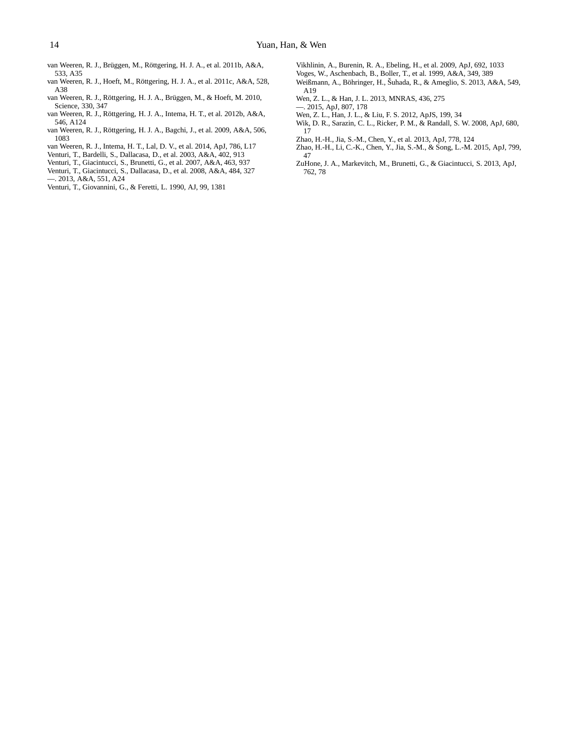van Weeren, R. J., Brüggen, M., Röttgering, H. J. A., et al. 2011b, A&A, 533, A35

van Weeren, R. J., Hoeft, M., Röttgering, H. J. A., et al. 2011c, A&A, 528, A38

van Weeren, R. J., Röttgering, H. J. A., Brüggen, M., & Hoeft, M. 2010, Science, 330, 347

van Weeren, R. J., Röttgering, H. J. A., Intema, H. T., et al. 2012b, A&A, 546, A124

van Weeren, R. J., Röttgering, H. J. A., Bagchi, J., et al. 2009, A&A, 506, 1083

van Weeren, R. J., Intema, H. T., Lal, D. V., et al. 2014, ApJ, 786, L17

Venturi, T., Bardelli, S., Dallacasa, D., et al. 2003, A&A, 402, 913

Venturi, T., Giacintucci, S., Brunetti, G., et al. 2007, A&A, 463, 937

Venturi, T., Giacintucci, S., Dallacasa, D., et al. 2008, A&A, 484, 327

—. 2013, A&A, 551, A24

Venturi, T., Giovannini, G., & Feretti, L. 1990, AJ, 99, 1381

Vikhlinin, A., Burenin, R. A., Ebeling, H., et al. 2009, ApJ, 692, 1033

Voges, W., Aschenbach, B., Boller, T., et al. 1999, A&A, 349, 389

Weißmann, A., Böhringer, H., Šuhada, R., & Ameglio, S. 2013, A&A, 549, A19

Wen, Z. L., & Han, J. L. 2013, MNRAS, 436, 275

—. 2015, ApJ, 807, 178

Wen, Z. L., Han, J. L., & Liu, F. S. 2012, ApJS, 199, 34

Wik, D. R., Sarazin, C. L., Ricker, P. M., & Randall, S. W. 2008, ApJ, 680, 17

Zhao, H.-H., Jia, S.-M., Chen, Y., et al. 2013, ApJ, 778, 124

Zhao, H.-H., Li, C.-K., Chen, Y., Jia, S.-M., & Song, L.-M. 2015, ApJ, 799, 47

ZuHone, J. A., Markevitch, M., Brunetti, G., & Giacintucci, S. 2013, ApJ, 762, 78